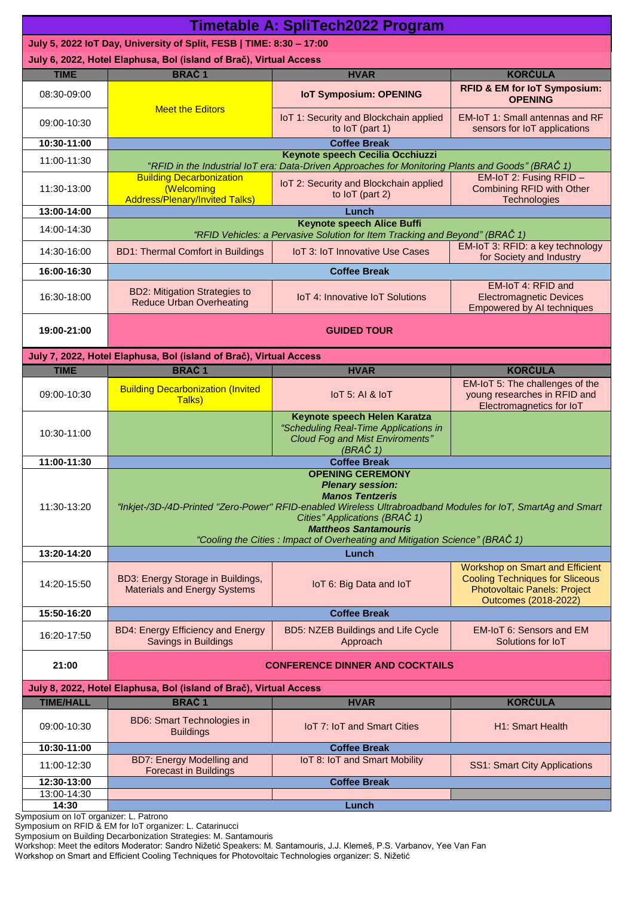# Timetable A: SpliTech2022 Program

**July 5, 2022 IoT Day, University of Split, FESB | TIME: 8:30 – 17:00**

**July 6, 2022, Hotel Elaphusa, Bol (island of Brač), Virtual Access**

| TIME | BRAČ 1 | HVAR | KORČULA |
|---|---|---|---|
| 08:30-09:00 | Meet the Editors | **IoT Symposium: OPENING** | **RFID & EM for IoT Symposium: OPENING** |
| 09:00-10:30 | | IoT 1: Security and Blockchain applied to IoT (part 1) | EM-IoT 1: Small antennas and RF sensors for IoT applications |
| **10:30-11:00** | **Coffee Break** | | |
| 11:00-11:30 | **Keynote speech Cecilia Occhiuzzi** "*RFID in the Industrial IoT era: Data-Driven Approaches for Monitoring Plants and Goods" (BRAČ 1)* | | |
| 11:30-13:00 | Building Decarbonization (Welcoming Address/Plenary/Invited Talks) | IoT 2: Security and Blockchain applied to IoT (part 2) | EM-IoT 2: Fusing RFID – Combining RFID with Other Technologies |
| **13:00-14:00** | **Lunch** | | |
| 14:00-14:30 | **Keynote speech Alice Buffi** *"RFID Vehicles: a Pervasive Solution for Item Tracking and Beyond" (BRAČ 1)* | | |
| 14:30-16:00 | BD1: Thermal Comfort in Buildings | IoT 3: IoT Innovative Use Cases | EM-IoT 3: RFID: a key technology for Society and Industry |
| **16:00-16:30** | **Coffee Break** | | |
| 16:30-18:00 | BD2: Mitigation Strategies to Reduce Urban Overheating | IoT 4: Innovative IoT Solutions | EM-IoT 4: RFID and Electromagnetic Devices Empowered by AI techniques |
| **19:00-21:00** | **GUIDED TOUR** | | |

**July 7, 2022, Hotel Elaphusa, Bol (island of Brač), Virtual Access**

| TIME | BRAČ 1 | HVAR | KORČULA |
|---|---|---|---|
| 09:00-10:30 | Building Decarbonization (Invited Talks) | IoT 5: AI & IoT | EM-IoT 5: The challenges of the young researches in RFID and Electromagnetics for IoT |
| 10:30-11:00 | | **Keynote speech Helen Karatza** *"Scheduling Real-Time Applications in Cloud Fog and Mist Enviroments" (BRAČ 1)* | |
| **11:00-11:30** | **Coffee Break** | | |
| 11:30-13:20 | **OPENING CEREMONY** ***Plenary session:*** ***Manos Tentzeris*** *"Inkjet-/3D-/4D-Printed "Zero-Power" RFID-enabled Wireless Ultrabroadband Modules for IoT, SmartAg and Smart Cities" Applications (BRAČ 1)* ***Mattheos Santamouris*** *"Cooling the Cities : Impact of Overheating and Mitigation Science" (BRAČ 1)* | | |
| **13:20-14:20** | **Lunch** | | |
| 14:20-15:50 | BD3: Energy Storage in Buildings, Materials and Energy Systems | IoT 6: Big Data and IoT | Workshop on Smart and Efficient Cooling Techniques for Sliceous Photovoltaic Panels: Project Outcomes (2018-2022) |
| **15:50-16:20** | **Coffee Break** | | |
| 16:20-17:50 | BD4: Energy Efficiency and Energy Savings in Buildings | BD5: NZEB Buildings and Life Cycle Approach | EM-IoT 6: Sensors and EM Solutions for IoT |
| **21:00** | **CONFERENCE DINNER AND COCKTAILS** | | |

**July 8, 2022, Hotel Elaphusa, Bol (island of Brač), Virtual Access**

| TIME/HALL | BRAČ 1 | HVAR | KORČULA |
|---|---|---|---|
| 09:00-10:30 | BD6: Smart Technologies in Buildings | IoT 7: IoT and Smart Cities | H1: Smart Health |
| **10:30-11:00** | **Coffee Break** | | |
| 11:00-12:30 | BD7: Energy Modelling and Forecast in Buildings | IoT 8: IoT and Smart Mobility | SS1: Smart City Applications |
| **12:30-13:00** | **Coffee Break** | | |
| 13:00-14:30 | | | |
| **14:30** | **Lunch** | | |

Symposium on IoT organizer: L. Patrono
Symposium on RFID & EM for IoT organizer: L. Catarinucci
Symposium on Building Decarbonization Strategies: M. Santamouris
Workshop: Meet the editors Moderator: Sandro Nižetić Speakers: M. Santamouris, J.J. Klemeš, P.S. Varbanov, Yee Van Fan
Workshop on Smart and Efficient Cooling Techniques for Photovoltaic Technologies organizer: S. Nižetić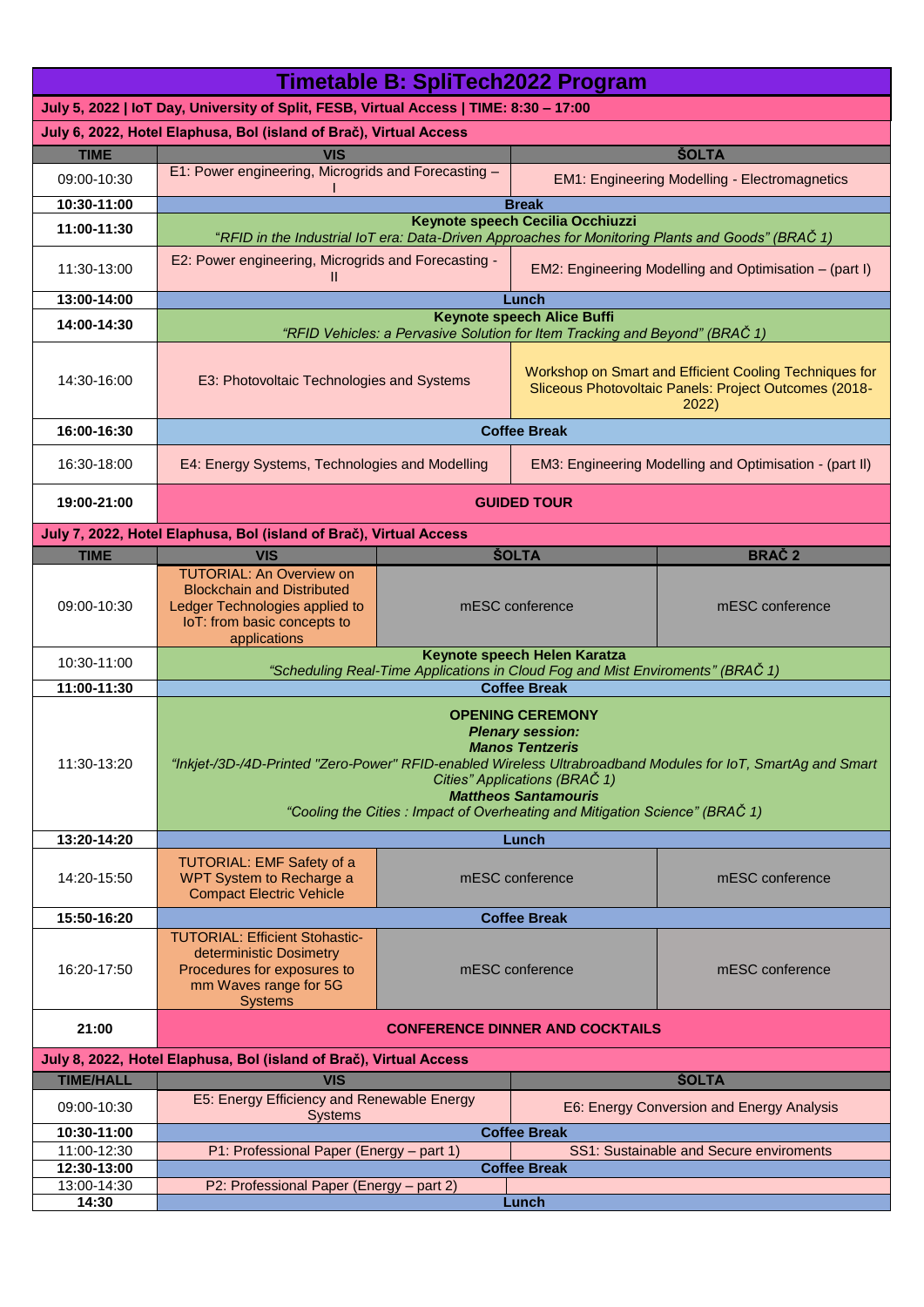# Timetable B: SpliTech2022 Program

**July 5, 2022 | IoT Day, University of Split, FESB, Virtual Access | TIME: 8:30 – 17:00**

**July 6, 2022, Hotel Elaphusa, Bol (island of Brač), Virtual Access**

| TIME | VIS | ŠOLTA |
|---|---|---|
| 09:00-10:30 | E1: Power engineering, Micrograds and Forecasting – I | EM1: Engineering Modelling - Electromagnetics |
| **10:30-11:00** | **Break** | |
| **11:00-11:30** | **Keynote speech Cecilia Occhiuzzi** *"RFID in the Industrial IoT era: Data-Driven Approaches for Monitoring Plants and Goods" (BRAČ 1)* | |
| 11:30-13:00 | E2: Power engineering, Micrograds and Forecasting - II | EM2: Engineering Modelling and Optimisation – (part I) |
| **13:00-14:00** | **Lunch** | |
| **14:00-14:30** | **Keynote speech Alice Buffi** *"RFID Vehicles: a Pervasive Solution for Item Tracking and Beyond" (BRAČ 1)* | |
| 14:30-16:00 | E3: Photovoltaic Technologies and Systems | Workshop on Smart and Efficient Cooling Techniques for Sliceous Photovoltaic Panels: Project Outcomes (2018-2022) |
| **16:00-16:30** | **Coffee Break** | |
| 16:30-18:00 | E4: Energy Systems, Technologies and Modelling | EM3: Engineering Modelling and Optimisation - (part II) |
| **19:00-21:00** | **GUIDED TOUR** | |

**July 7, 2022, Hotel Elaphusa, Bol (island of Brač), Virtual Access**

| TIME | VIS | ŠOLTA | BRAČ 2 |
|---|---|---|---|
| 09:00-10:30 | TUTORIAL: An Overview on Blockchain and Distributed Ledger Technologies applied to IoT: from basic concepts to applications | mESC conference | mESC conference |
| 10:30-11:00 | **Keynote speech Helen Karatza** *"Scheduling Real-Time Applications in Cloud Fog and Mist Enviroments" (BRAČ 1)* | | |
| **11:00-11:30** | **Coffee Break** | | |
| 11:30-13:20 | **OPENING CEREMONY** ***Plenary session:*** ***Manos Tentzeris*** *"Inkjet-/3D-/4D-Printed "Zero-Power" RFID-enabled Wireless Ultrabroadband Modules for IoT, SmartAg and Smart Cities" Applications (BRAČ 1)* ***Mattheos Santamouris*** *"Cooling the Cities : Impact of Overheating and Mitigation Science" (BRAČ 1)* | | |
| **13:20-14:20** | **Lunch** | | |
| 14:20-15:50 | TUTORIAL: EMF Safety of a WPT System to Recharge a Compact Electric Vehicle | mESC conference | mESC conference |
| **15:50-16:20** | **Coffee Break** | | |
| 16:20-17:50 | TUTORIAL: Efficient Stohastic-deterministic Dosimetry Procedures for exposures to mm Waves range for 5G Systems | mESC conference | mESC conference |
| **21:00** | **CONFERENCE DINNER AND COCKTAILS** | | |

**July 8, 2022, Hotel Elaphusa, Bol (island of Brač), Virtual Access**

| TIME/HALL | VIS | ŠOLTA |
|---|---|---|
| 09:00-10:30 | E5: Energy Efficiency and Renewable Energy Systems | E6: Energy Conversion and Energy Analysis |
| **10:30-11:00** | **Coffee Break** | |
| 11:00-12:30 | P1: Professional Paper (Energy – part 1) | SS1: Sustainable and Secure enviroments |
| **12:30-13:00** | **Coffee Break** | |
| 13:00-14:30 | P2: Professional Paper (Energy – part 2) | |
| **14:30** | **Lunch** | |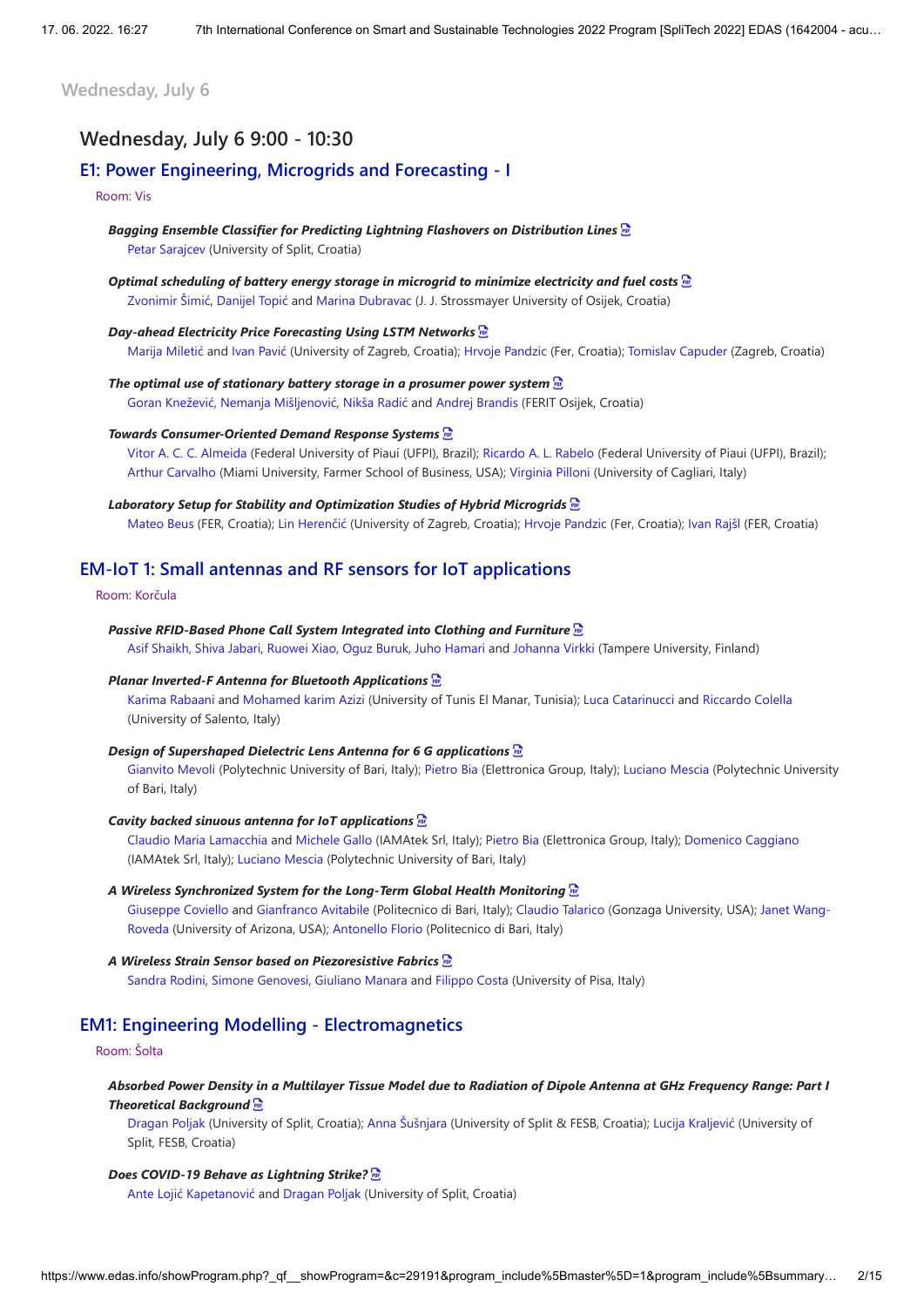Wednesday, July 6

## Wednesday, July 6 9:00 - 10:30

### E1: Power Engineering, Microgrids and Forecasting - I

Room: Vis

***Bagging Ensemble Classifier for Predicting Lightning Flashovers on Distribution Lines***
Petar Sarajcev (University of Split, Croatia)

***Optimal scheduling of battery energy storage in microgrid to minimize electricity and fuel costs***
Zvonimir Šimić, Danijel Topić and Marina Dubravac (J. J. Strossmayer University of Osijek, Croatia)

***Day-ahead Electricity Price Forecasting Using LSTM Networks***
Marija Miletić and Ivan Pavić (University of Zagreb, Croatia); Hrvoje Pandzic (Fer, Croatia); Tomislav Capuder (Zagreb, Croatia)

***The optimal use of stationary battery storage in a prosumer power system***
Goran Knežević, Nemanja Mišljenović, Nikša Radić and Andrej Brandis (FERIT Osijek, Croatia)

***Towards Consumer-Oriented Demand Response Systems***
Vitor A. C. C. Almeida (Federal University of Piauí (UFPI), Brazil); Ricardo A. L. Rabelo (Federal University of Piaui (UFPI), Brazil); Arthur Carvalho (Miami University, Farmer School of Business, USA); Virginia Pilloni (University of Cagliari, Italy)

***Laboratory Setup for Stability and Optimization Studies of Hybrid Microgrids***
Mateo Beus (FER, Croatia); Lin Herenčić (University of Zagreb, Croatia); Hrvoje Pandzic (Fer, Croatia); Ivan Rajšl (FER, Croatia)

### EM-IoT 1: Small antennas and RF sensors for IoT applications

Room: Korčula

***Passive RFID-Based Phone Call System Integrated into Clothing and Furniture***
Asif Shaikh, Shiva Jabari, Ruowei Xiao, Oguz Buruk, Juho Hamari and Johanna Virkki (Tampere University, Finland)

***Planar Inverted-F Antenna for Bluetooth Applications***
Karima Rabaani and Mohamed karim Azizi (University of Tunis El Manar, Tunisia); Luca Catarinucci and Riccardo Colella (University of Salento, Italy)

***Design of Supershaped Dielectric Lens Antenna for 6 G applications***
Gianvito Mevoli (Polytechnic University of Bari, Italy); Pietro Bia (Elettronica Group, Italy); Luciano Mescia (Polytechnic University of Bari, Italy)

***Cavity backed sinuous antenna for IoT applications***
Claudio Maria Lamacchia and Michele Gallo (IAMAtek Srl, Italy); Pietro Bia (Elettronica Group, Italy); Domenico Caggiano (IAMAtek Srl, Italy); Luciano Mescia (Polytechnic University of Bari, Italy)

***A Wireless Synchronized System for the Long-Term Global Health Monitoring***
Giuseppe Coviello and Gianfranco Avitabile (Politecnico di Bari, Italy); Claudio Talarico (Gonzaga University, USA); Janet Wang-Roveda (University of Arizona, USA); Antonello Florio (Politecnico di Bari, Italy)

***A Wireless Strain Sensor based on Piezoresistive Fabrics***
Sandra Rodini, Simone Genovesi, Giuliano Manara and Filippo Costa (University of Pisa, Italy)

### EM1: Engineering Modelling - Electromagnetics

Room: Šolta

***Absorbed Power Density in a Multilayer Tissue Model due to Radiation of Dipole Antenna at GHz Frequency Range: Part I Theoretical Background***
Dragan Poljak (University of Split, Croatia); Anna Šušnjara (University of Split & FESB, Croatia); Lucija Kraljević (University of Split, FESB, Croatia)

***Does COVID-19 Behave as Lightning Strike?***
Ante Lojić Kapetanović and Dragan Poljak (University of Split, Croatia)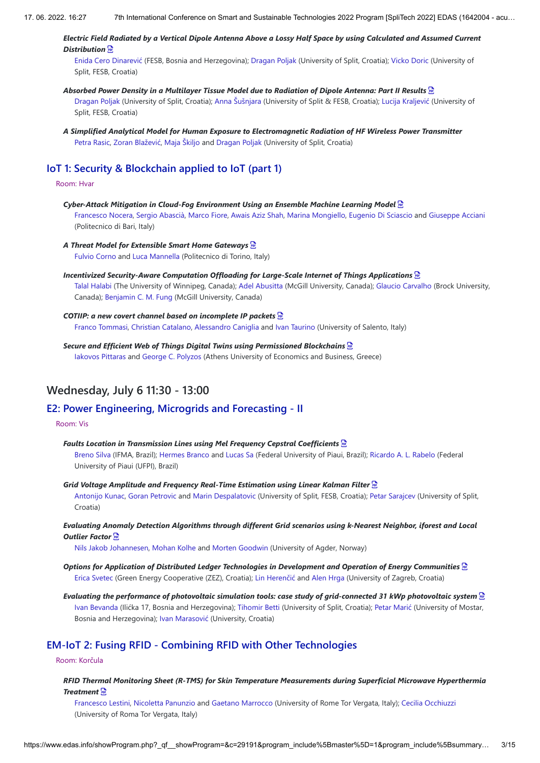***Electric Field Radiated by a Vertical Dipole Antenna Above a Lossy Half Space by using Calculated and Assumed Current Distribution***
Enida Cero Dinarević (FESB, Bosnia and Herzegovina); Dragan Poljak (University of Split, Croatia); Vicko Doric (University of Split, FESB, Croatia)

***Absorbed Power Density in a Multilayer Tissue Model due to Radiation of Dipole Antenna: Part II Results***
Dragan Poljak (University of Split, Croatia); Anna Šušnjara (University of Split & FESB, Croatia); Lucija Kraljević (University of Split, FESB, Croatia)

***A Simplified Analytical Model for Human Exposure to Electromagnetic Radiation of HF Wireless Power Transmitter***
Petra Rasic, Zoran Blažević, Maja Škiljo and Dragan Poljak (University of Split, Croatia)

## IoT 1: Security & Blockchain applied to IoT (part 1)

Room: Hvar

***Cyber-Attack Mitigation in Cloud-Fog Environment Using an Ensemble Machine Learning Model***
Francesco Nocera, Sergio Abascià, Marco Fiore, Awais Aziz Shah, Marina Mongiello, Eugenio Di Sciascio and Giuseppe Acciani (Politecnico di Bari, Italy)

***A Threat Model for Extensible Smart Home Gateways***
Fulvio Corno and Luca Mannella (Politecnico di Torino, Italy)

***Incentivized Security-Aware Computation Offloading for Large-Scale Internet of Things Applications***
Talal Halabi (The University of Winnipeg, Canada); Adel Abusitta (McGill University, Canada); Glaucio Carvalho (Brock University, Canada); Benjamin C. M. Fung (McGill University, Canada)

***COTIIP: a new covert channel based on incomplete IP packets***
Franco Tommasi, Christian Catalano, Alessandro Caniglia and Ivan Taurino (University of Salento, Italy)

***Secure and Efficient Web of Things Digital Twins using Permissioned Blockchains***
Iakovos Pittaras and George C. Polyzos (Athens University of Economics and Business, Greece)

# Wednesday, July 6 11:30 - 13:00

## E2: Power Engineering, Microgrids and Forecasting - II

Room: Vis

***Faults Location in Transmission Lines using Mel Frequency Cepstral Coefficients***
Breno Silva (IFMA, Brazil); Hermes Branco and Lucas Sa (Federal University of Piaui, Brazil); Ricardo A. L. Rabelo (Federal University of Piaui (UFPI), Brazil)

***Grid Voltage Amplitude and Frequency Real-Time Estimation using Linear Kalman Filter***
Antonijo Kunac, Goran Petrovic and Marin Despalatovic (University of Split, FESB, Croatia); Petar Sarajcev (University of Split, Croatia)

***Evaluating Anomaly Detection Algorithms through different Grid scenarios using k-Nearest Neighbor, iforest and Local Outlier Factor***
Nils Jakob Johannesen, Mohan Kolhe and Morten Goodwin (University of Agder, Norway)

***Options for Application of Distributed Ledger Technologies in Development and Operation of Energy Communities***
Erica Svetec (Green Energy Cooperative (ZEZ), Croatia); Lin Herenčić and Alen Hrga (University of Zagreb, Croatia)

***Evaluating the performance of photovoltaic simulation tools: case study of grid-connected 31 kWp photovoltaic system***
Ivan Bevanda (Ilićka 17, Bosnia and Herzegovina); Tihomir Betti (University of Split, Croatia); Petar Marić (University of Mostar, Bosnia and Herzegovina); Ivan Marasović (University, Croatia)

## EM-IoT 2: Fusing RFID - Combining RFID with Other Technologies

Room: Korčula

***RFID Thermal Monitoring Sheet (R-TMS) for Skin Temperature Measurements during Superficial Microwave Hyperthermia Treatment***
Francesco Lestini, Nicoletta Panunzio and Gaetano Marrocco (University of Rome Tor Vergata, Italy); Cecilia Occhiuzzi (University of Roma Tor Vergata, Italy)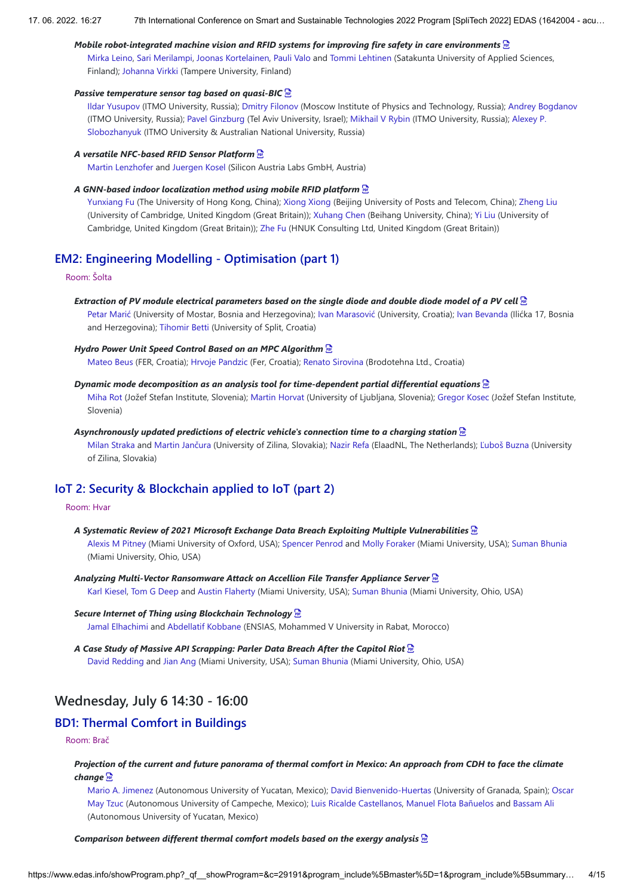***Mobile robot-integrated machine vision and RFID systems for improving fire safety in care environments***
Mirka Leino, Sari Merilampi, Joonas Kortelainen, Pauli Valo and Tommi Lehtinen (Satakunta University of Applied Sciences, Finland); Johanna Virkki (Tampere University, Finland)

***Passive temperature sensor tag based on quasi-BIC***
Ildar Yusupov (ITMO University, Russia); Dmitry Filonov (Moscow Institute of Physics and Technology, Russia); Andrey Bogdanov (ITMO University, Russia); Pavel Ginzburg (Tel Aviv University, Israel); Mikhail V Rybin (ITMO University, Russia); Alexey P. Slobozhanyuk (ITMO University & Australian National University, Russia)

***A versatile NFC-based RFID Sensor Platform***
Martin Lenzhofer and Juergen Kosel (Silicon Austria Labs GmbH, Austria)

***A GNN-based indoor localization method using mobile RFID platform***
Yunxiang Fu (The University of Hong Kong, China); Xiong Xiong (Beijing University of Posts and Telecom, China); Zheng Liu (University of Cambridge, United Kingdom (Great Britain)); Xuhang Chen (Beihang University, China); Yi Liu (University of Cambridge, United Kingdom (Great Britain)); Zhe Fu (HNUK Consulting Ltd, United Kingdom (Great Britain))

## EM2: Engineering Modelling - Optimisation (part 1)

Room: Šolta

***Extraction of PV module electrical parameters based on the single diode and double diode model of a PV cell***
Petar Marić (University of Mostar, Bosnia and Herzegovina); Ivan Marasović (University, Croatia); Ivan Bevanda (Ilićka 17, Bosnia and Herzegovina); Tihomir Betti (University of Split, Croatia)

***Hydro Power Unit Speed Control Based on an MPC Algorithm***
Mateo Beus (FER, Croatia); Hrvoje Pandzic (Fer, Croatia); Renato Sirovina (Brodotehna Ltd., Croatia)

***Dynamic mode decomposition as an analysis tool for time-dependent partial differential equations***
Miha Rot (Jožef Stefan Institute, Slovenia); Martin Horvat (University of Ljubljana, Slovenia); Gregor Kosec (Jožef Stefan Institute, Slovenia)

***Asynchronously updated predictions of electric vehicle's connection time to a charging station***
Milan Straka and Martin Jančura (University of Zilina, Slovakia); Nazir Refa (ElaadNL, The Netherlands); Ľuboš Buzna (University of Zilina, Slovakia)

## IoT 2: Security & Blockchain applied to IoT (part 2)

Room: Hvar

***A Systematic Review of 2021 Microsoft Exchange Data Breach Exploiting Multiple Vulnerabilities***
Alexis M Pitney (Miami University of Oxford, USA); Spencer Penrod and Molly Foraker (Miami University, USA); Suman Bhunia (Miami University, Ohio, USA)

***Analyzing Multi-Vector Ransomware Attack on Accellion File Transfer Appliance Server***
Karl Kiesel, Tom G Deep and Austin Flaherty (Miami University, USA); Suman Bhunia (Miami University, Ohio, USA)

***Secure Internet of Thing using Blockchain Technology***
Jamal Elhachimi and Abdellatif Kobbane (ENSIAS, Mohammed V University in Rabat, Morocco)

***A Case Study of Massive API Scrapping: Parler Data Breach After the Capitol Riot***
David Redding and Jian Ang (Miami University, USA); Suman Bhunia (Miami University, Ohio, USA)

# Wednesday, July 6 14:30 - 16:00

## BD1: Thermal Comfort in Buildings

Room: Brač

***Projection of the current and future panorama of thermal comfort in Mexico: An approach from CDH to face the climate change***
Mario A. Jimenez (Autonomous University of Yucatan, Mexico); David Bienvenido-Huertas (University of Granada, Spain); Oscar May Tzuc (Autonomous University of Campeche, Mexico); Luis Ricalde Castellanos, Manuel Flota Bañuelos and Bassam Ali (Autonomous University of Yucatan, Mexico)

***Comparison between different thermal comfort models based on the exergy analysis***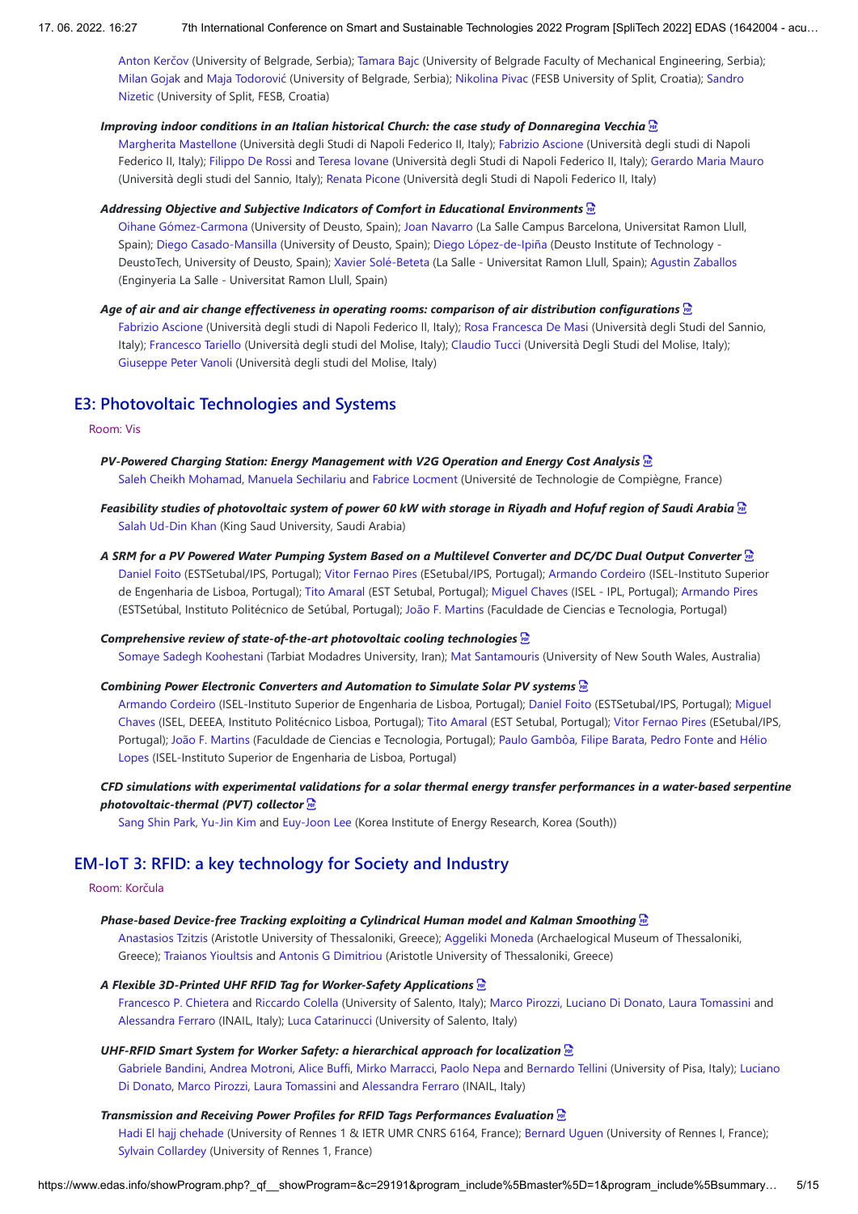Anton Kerčov (University of Belgrade, Serbia); Tamara Bajc (University of Belgrade Faculty of Mechanical Engineering, Serbia); Milan Gojak and Maja Todorović (University of Belgrade, Serbia); Nikolina Pivac (FESB University of Split, Croatia); Sandro Nizetic (University of Split, FESB, Croatia)

***Improving indoor conditions in an Italian historical Church: the case study of Donnaregina Vecchia***
Margherita Mastellone (Università degli Studi di Napoli Federico II, Italy); Fabrizio Ascione (Università degli studi di Napoli Federico II, Italy); Filippo De Rossi and Teresa Iovane (Università degli Studi di Napoli Federico II, Italy); Gerardo Maria Mauro (Università degli studi del Sannio, Italy); Renata Picone (Università degli Studi di Napoli Federico II, Italy)

***Addressing Objective and Subjective Indicators of Comfort in Educational Environments***
Oihane Gómez-Carmona (University of Deusto, Spain); Joan Navarro (La Salle Campus Barcelona, Universitat Ramon Llull, Spain); Diego Casado-Mansilla (University of Deusto, Spain); Diego López-de-Ipiña (Deusto Institute of Technology - DeustoTech, University of Deusto, Spain); Xavier Solé-Beteta (La Salle - Universitat Ramon Llull, Spain); Agustin Zaballos (Enginyeria La Salle - Universitat Ramon Llull, Spain)

***Age of air and air change effectiveness in operating rooms: comparison of air distribution configurations***
Fabrizio Ascione (Università degli studi di Napoli Federico II, Italy); Rosa Francesca De Masi (Università degli Studi del Sannio, Italy); Francesco Tariello (Università degli studi del Molise, Italy); Claudio Tucci (Università Degli Studi del Molise, Italy); Giuseppe Peter Vanoli (Università degli studi del Molise, Italy)

## E3: Photovoltaic Technologies and Systems

Room: Vis

***PV-Powered Charging Station: Energy Management with V2G Operation and Energy Cost Analysis***
Saleh Cheikh Mohamad, Manuela Sechilariu and Fabrice Locment (Université de Technologie de Compiègne, France)

***Feasibility studies of photovoltaic system of power 60 kW with storage in Riyadh and Hofuf region of Saudi Arabia***
Salah Ud-Din Khan (King Saud University, Saudi Arabia)

***A SRM for a PV Powered Water Pumping System Based on a Multilevel Converter and DC/DC Dual Output Converter***
Daniel Foito (ESTSetubal/IPS, Portugal); Vitor Fernao Pires (ESetubal/IPS, Portugal); Armando Cordeiro (ISEL-Instituto Superior de Engenharia de Lisboa, Portugal); Tito Amaral (EST Setubal, Portugal); Miguel Chaves (ISEL - IPL, Portugal); Armando Pires (ESTSetúbal, Instituto Politécnico de Setúbal, Portugal); João F. Martins (Faculdade de Ciencias e Tecnologia, Portugal)

***Comprehensive review of state-of-the-art photovoltaic cooling technologies***
Somaye Sadegh Koohestani (Tarbiat Modadres University, Iran); Mat Santamouris (University of New South Wales, Australia)

***Combining Power Electronic Converters and Automation to Simulate Solar PV systems***
Armando Cordeiro (ISEL-Instituto Superior de Engenharia de Lisboa, Portugal); Daniel Foito (ESTSetubal/IPS, Portugal); Miguel Chaves (ISEL, DEEEA, Instituto Politécnico Lisboa, Portugal); Tito Amaral (EST Setubal, Portugal); Vitor Fernao Pires (ESetubal/IPS, Portugal); João F. Martins (Faculdade de Ciencias e Tecnologia, Portugal); Paulo Gambôa, Filipe Barata, Pedro Fonte and Hélio Lopes (ISEL-Instituto Superior de Engenharia de Lisboa, Portugal)

***CFD simulations with experimental validations for a solar thermal energy transfer performances in a water-based serpentine photovoltaic-thermal (PVT) collector***
Sang Shin Park, Yu-Jin Kim and Euy-Joon Lee (Korea Institute of Energy Research, Korea (South))

## EM-IoT 3: RFID: a key technology for Society and Industry

Room: Korčula

***Phase-based Device-free Tracking exploiting a Cylindrical Human model and Kalman Smoothing***
Anastasios Tzitzis (Aristotle University of Thessaloniki, Greece); Aggeliki Moneda (Archaeological Museum of Thessaloniki, Greece); Traianos Yioultsis and Antonis G Dimitriou (Aristotle University of Thessaloniki, Greece)

***A Flexible 3D-Printed UHF RFID Tag for Worker-Safety Applications***
Francesco P. Chietera and Riccardo Colella (University of Salento, Italy); Marco Pirozzi, Luciano Di Donato, Laura Tomassini and Alessandra Ferraro (INAIL, Italy); Luca Catarinucci (University of Salento, Italy)

***UHF-RFID Smart System for Worker Safety: a hierarchical approach for localization***
Gabriele Bandini, Andrea Motroni, Alice Buffi, Mirko Marracci, Paolo Nepa and Bernardo Tellini (University of Pisa, Italy); Luciano Di Donato, Marco Pirozzi, Laura Tomassini and Alessandra Ferraro (INAIL, Italy)

***Transmission and Receiving Power Profiles for RFID Tags Performances Evaluation***
Hadi El hajj chehade (University of Rennes 1 & IETR UMR CNRS 6164, France); Bernard Uguen (University of Rennes I, France); Sylvain Collardey (University of Rennes 1, France)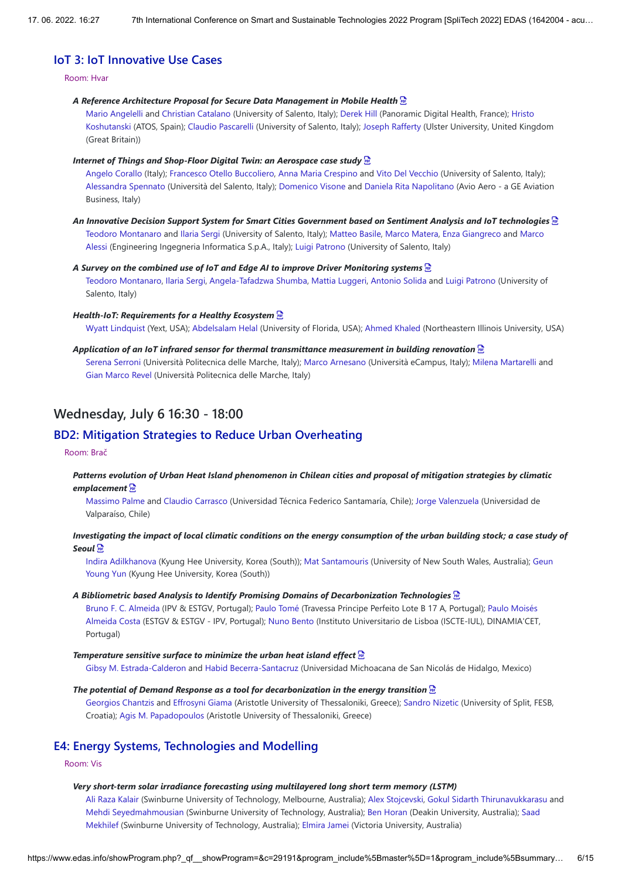## IoT 3: IoT Innovative Use Cases

Room: Hvar

***A Reference Architecture Proposal for Secure Data Management in Mobile Health***
Mario Angelelli and Christian Catalano (University of Salento, Italy); Derek Hill (Panoramic Digital Health, France); Hristo Koshutanski (ATOS, Spain); Claudio Pascarelli (University of Salento, Italy); Joseph Rafferty (Ulster University, United Kingdom (Great Britain))

***Internet of Things and Shop-Floor Digital Twin: an Aerospace case study***
Angelo Corallo (Italy); Francesco Otello Buccoliero, Anna Maria Crespino and Vito Del Vecchio (University of Salento, Italy); Alessandra Spennato (Università del Salento, Italy); Domenico Visone and Daniela Rita Napolitano (Avio Aero - a GE Aviation Business, Italy)

***An Innovative Decision Support System for Smart Cities Government based on Sentiment Analysis and IoT technologies***
Teodoro Montanaro and Ilaria Sergi (University of Salento, Italy); Matteo Basile, Marco Matera, Enza Giangreco and Marco Alessi (Engineering Ingegneria Informatica S.p.A., Italy); Luigi Patrono (University of Salento, Italy)

***A Survey on the combined use of IoT and Edge AI to improve Driver Monitoring systems***
Teodoro Montanaro, Ilaria Sergi, Angela-Tafadzwa Shumba, Mattia Luggeri, Antonio Solida and Luigi Patrono (University of Salento, Italy)

***Health-IoT: Requirements for a Healthy Ecosystem***
Wyatt Lindquist (Yext, USA); Abdelsalam Helal (University of Florida, USA); Ahmed Khaled (Northeastern Illinois University, USA)

***Application of an IoT infrared sensor for thermal transmittance measurement in building renovation***
Serena Serroni (Università Politecnica delle Marche, Italy); Marco Arnesano (Università eCampus, Italy); Milena Martarelli and Gian Marco Revel (Università Politecnica delle Marche, Italy)

# Wednesday, July 6 16:30 - 18:00

## BD2: Mitigation Strategies to Reduce Urban Overheating

Room: Brač

***Patterns evolution of Urban Heat Island phenomenon in Chilean cities and proposal of mitigation strategies by climatic emplacement***
Massimo Palme and Claudio Carrasco (Universidad Técnica Federico Santamaría, Chile); Jorge Valenzuela (Universidad de Valparaíso, Chile)

***Investigating the impact of local climatic conditions on the energy consumption of the urban building stock; a case study of Seoul***
Indira Adilkhanova (Kyung Hee University, Korea (South)); Mat Santamouris (University of New South Wales, Australia); Geun Young Yun (Kyung Hee University, Korea (South))

***A Bibliometric based Analysis to Identify Promising Domains of Decarbonization Technologies***
Bruno F. C. Almeida (IPV & ESTGV, Portugal); Paulo Tomé (Travessa Principe Perfeito Lote B 17 A, Portugal); Paulo Moisés Almeida Costa (ESTGV & ESTGV - IPV, Portugal); Nuno Bento (Instituto Universitario de Lisboa (ISCTE-IUL), DINAMIA'CET, Portugal)

***Temperature sensitive surface to minimize the urban heat island effect***
Gibsy M. Estrada-Calderon and Habid Becerra-Santacruz (Universidad Michoacana de San Nicolás de Hidalgo, Mexico)

***The potential of Demand Response as a tool for decarbonization in the energy transition***
Georgios Chantzis and Effrosyni Giama (Aristotle University of Thessaloniki, Greece); Sandro Nizetic (University of Split, FESB, Croatia); Agis M. Papadopoulos (Aristotle University of Thessaloniki, Greece)

## E4: Energy Systems, Technologies and Modelling

Room: Vis

***Very short-term solar irradiance forecasting using multilayered long short term memory (LSTM)***
Ali Raza Kalair (Swinburne University of Technology, Melbourne, Australia); Alex Stojcevski, Gokul Sidarth Thirunavukkarasu and Mehdi Seyedmahmousian (Swinburne University of Technology, Australia); Ben Horan (Deakin University, Australia); Saad Mekhilef (Swinburne University of Technology, Australia); Elmira Jamei (Victoria University, Australia)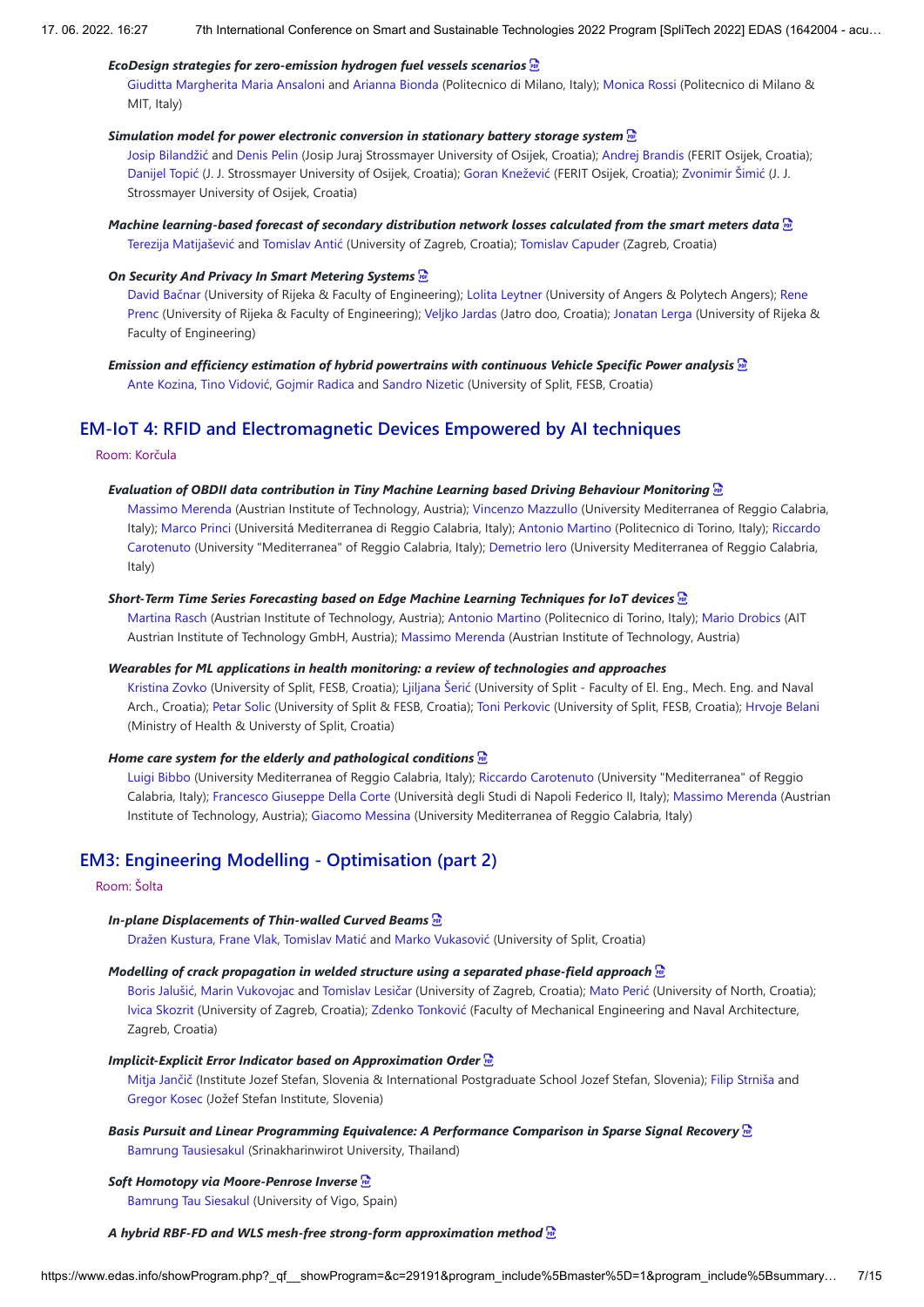***EcoDesign strategies for zero-emission hydrogen fuel vessels scenarios***

Giuditta Margherita Maria Ansaloni and Arianna Bionda (Politecnico di Milano, Italy); Monica Rossi (Politecnico di Milano & MIT, Italy)

***Simulation model for power electronic conversion in stationary battery storage system***

Josip Bilandžić and Denis Pelin (Josip Juraj Strossmayer University of Osijek, Croatia); Andrej Brandis (FERIT Osijek, Croatia); Danijel Topić (J. J. Strossmayer University of Osijek, Croatia); Goran Knežević (FERIT Osijek, Croatia); Zvonimir Šimić (J. J. Strossmayer University of Osijek, Croatia)

***Machine learning-based forecast of secondary distribution network losses calculated from the smart meters data***

Terezija Matijašević and Tomislav Antić (University of Zagreb, Croatia); Tomislav Capuder (Zagreb, Croatia)

***On Security And Privacy In Smart Metering Systems***

David Bačnar (University of Rijeka & Faculty of Engineering); Lolita Leytner (University of Angers & Polytech Angers); Rene Prenc (University of Rijeka & Faculty of Engineering); Veljko Jardas (Jatro doo, Croatia); Jonatan Lerga (University of Rijeka & Faculty of Engineering)

***Emission and efficiency estimation of hybrid powertrains with continuous Vehicle Specific Power analysis***

Ante Kozina, Tino Vidović, Gojmir Radica and Sandro Nizetic (University of Split, FESB, Croatia)

## EM-IoT 4: RFID and Electromagnetic Devices Empowered by AI techniques

Room: Korčula

***Evaluation of OBDII data contribution in Tiny Machine Learning based Driving Behaviour Monitoring***

Massimo Merenda (Austrian Institute of Technology, Austria); Vincenzo Mazzullo (University Mediterranea of Reggio Calabria, Italy); Marco Princi (Universitá Mediterranea di Reggio Calabria, Italy); Antonio Martino (Politecnico di Torino, Italy); Riccardo Carotenuto (University "Mediterranea" of Reggio Calabria, Italy); Demetrio Iero (University Mediterranea of Reggio Calabria, Italy)

***Short-Term Time Series Forecasting based on Edge Machine Learning Techniques for IoT devices***

Martina Rasch (Austrian Institute of Technology, Austria); Antonio Martino (Politecnico di Torino, Italy); Mario Drobics (AIT Austrian Institute of Technology GmbH, Austria); Massimo Merenda (Austrian Institute of Technology, Austria)

***Wearables for ML applications in health monitoring: a review of technologies and approaches***

Kristina Zovko (University of Split, FESB, Croatia); Ljiljana Šerić (University of Split - Faculty of El. Eng., Mech. Eng. and Naval Arch., Croatia); Petar Solic (University of Split & FESB, Croatia); Toni Perkovic (University of Split, FESB, Croatia); Hrvoje Belani (Ministry of Health & Universty of Split, Croatia)

***Home care system for the elderly and pathological conditions***

Luigi Bibbo (University Mediterranea of Reggio Calabria, Italy); Riccardo Carotenuto (University "Mediterranea" of Reggio Calabria, Italy); Francesco Giuseppe Della Corte (Università degli Studi di Napoli Federico II, Italy); Massimo Merenda (Austrian Institute of Technology, Austria); Giacomo Messina (University Mediterranea of Reggio Calabria, Italy)

## EM3: Engineering Modelling - Optimisation (part 2)

Room: Šolta

***In-plane Displacements of Thin-walled Curved Beams***

Dražen Kustura, Frane Vlak, Tomislav Matić and Marko Vukasović (University of Split, Croatia)

***Modelling of crack propagation in welded structure using a separated phase-field approach***

Boris Jalušić, Marin Vukovojac and Tomislav Lesičar (University of Zagreb, Croatia); Mato Perić (University of North, Croatia); Ivica Skozrit (University of Zagreb, Croatia); Zdenko Tonković (Faculty of Mechanical Engineering and Naval Architecture, Zagreb, Croatia)

***Implicit-Explicit Error Indicator based on Approximation Order***

Mitja Jančič (Institute Jozef Stefan, Slovenia & International Postgraduate School Jozef Stefan, Slovenia); Filip Strniša and Gregor Kosec (Jožef Stefan Institute, Slovenia)

***Basis Pursuit and Linear Programming Equivalence: A Performance Comparison in Sparse Signal Recovery***

Bamrung Tausiesakul (Srinakharinwirot University, Thailand)

***Soft Homotopy via Moore-Penrose Inverse***

Bamrung Tau Siesakul (University of Vigo, Spain)

***A hybrid RBF-FD and WLS mesh-free strong-form approximation method***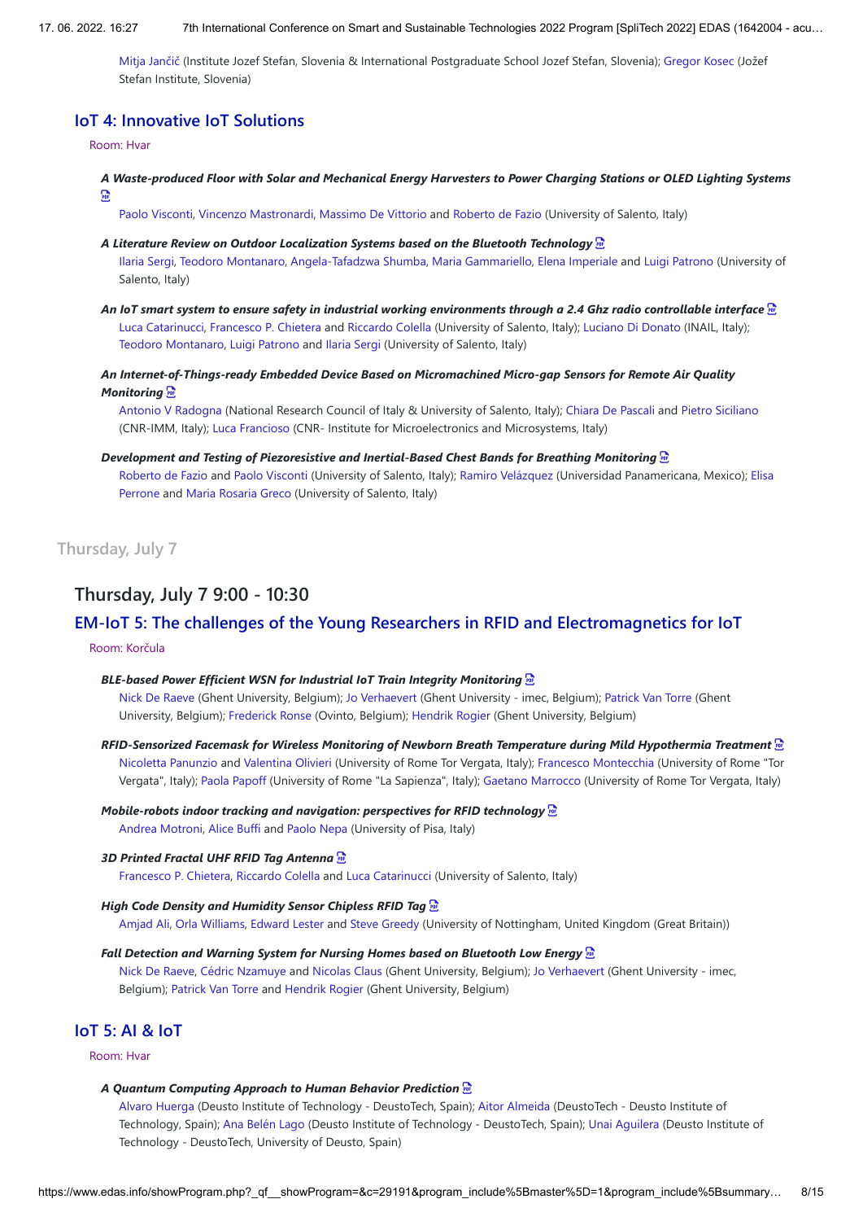Mitja Jančič (Institute Jozef Stefan, Slovenia & International Postgraduate School Jozef Stefan, Slovenia); Gregor Kosec (Jožef Stefan Institute, Slovenia)

## IoT 4: Innovative IoT Solutions

Room: Hvar

***A Waste-produced Floor with Solar and Mechanical Energy Harvesters to Power Charging Stations or OLED Lighting Systems***

Paolo Visconti, Vincenzo Mastronardi, Massimo De Vittorio and Roberto de Fazio (University of Salento, Italy)

***A Literature Review on Outdoor Localization Systems based on the Bluetooth Technology***

Ilaria Sergi, Teodoro Montanaro, Angela-Tafadzwa Shumba, Maria Gammariello, Elena Imperiale and Luigi Patrono (University of Salento, Italy)

***An IoT smart system to ensure safety in industrial working environments through a 2.4 Ghz radio controllable interface***

Luca Catarinucci, Francesco P. Chietera and Riccardo Colella (University of Salento, Italy); Luciano Di Donato (INAIL, Italy); Teodoro Montanaro, Luigi Patrono and Ilaria Sergi (University of Salento, Italy)

***An Internet-of-Things-ready Embedded Device Based on Micromachined Micro-gap Sensors for Remote Air Quality Monitoring***

Antonio V Radogna (National Research Council of Italy & University of Salento, Italy); Chiara De Pascali and Pietro Siciliano (CNR-IMM, Italy); Luca Francioso (CNR- Institute for Microelectronics and Microsystems, Italy)

***Development and Testing of Piezoresistive and Inertial-Based Chest Bands for Breathing Monitoring***

Roberto de Fazio and Paolo Visconti (University of Salento, Italy); Ramiro Velázquez (Universidad Panamericana, Mexico); Elisa Perrone and Maria Rosaria Greco (University of Salento, Italy)

# Thursday, July 7

## Thursday, July 7 9:00 - 10:30

## EM-IoT 5: The challenges of the Young Researchers in RFID and Electromagnetics for IoT

Room: Korčula

***BLE-based Power Efficient WSN for Industrial IoT Train Integrity Monitoring***

Nick De Raeve (Ghent University, Belgium); Jo Verhaevert (Ghent University - imec, Belgium); Patrick Van Torre (Ghent University, Belgium); Frederick Ronse (Ovinto, Belgium); Hendrik Rogier (Ghent University, Belgium)

***RFID-Sensorized Facemask for Wireless Monitoring of Newborn Breath Temperature during Mild Hypothermia Treatment***

Nicoletta Panunzio and Valentina Olivieri (University of Rome Tor Vergata, Italy); Francesco Montecchia (University of Rome "Tor Vergata", Italy); Paola Papoff (University of Rome "La Sapienza", Italy); Gaetano Marrocco (University of Rome Tor Vergata, Italy)

***Mobile-robots indoor tracking and navigation: perspectives for RFID technology***

Andrea Motroni, Alice Buffi and Paolo Nepa (University of Pisa, Italy)

***3D Printed Fractal UHF RFID Tag Antenna***

Francesco P. Chietera, Riccardo Colella and Luca Catarinucci (University of Salento, Italy)

***High Code Density and Humidity Sensor Chipless RFID Tag***

Amjad Ali, Orla Williams, Edward Lester and Steve Greedy (University of Nottingham, United Kingdom (Great Britain))

***Fall Detection and Warning System for Nursing Homes based on Bluetooth Low Energy***

Nick De Raeve, Cédric Nzamuye and Nicolas Claus (Ghent University, Belgium); Jo Verhaevert (Ghent University - imec, Belgium); Patrick Van Torre and Hendrik Rogier (Ghent University, Belgium)

## IoT 5: AI & IoT

Room: Hvar

***A Quantum Computing Approach to Human Behavior Prediction***

Alvaro Huerga (Deusto Institute of Technology - DeustoTech, Spain); Aitor Almeida (DeustoTech - Deusto Institute of Technology, Spain); Ana Belén Lago (Deusto Institute of Technology - DeustoTech, Spain); Unai Aguilera (Deusto Institute of Technology - DeustoTech, University of Deusto, Spain)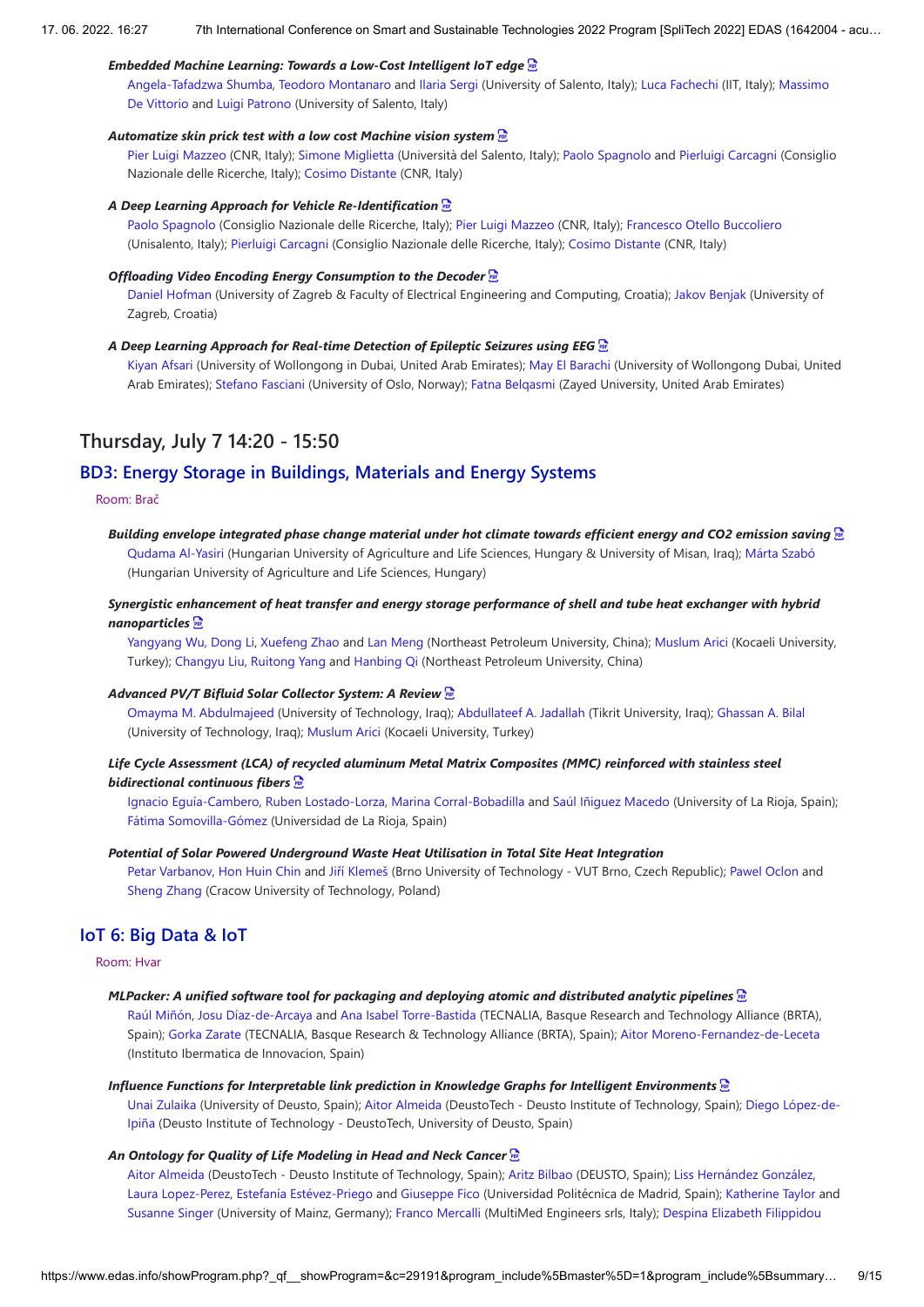*Embedded Machine Learning: Towards a Low-Cost Intelligent IoT edge*

Angela-Tafadzwa Shumba, Teodoro Montanaro and Ilaria Sergi (University of Salento, Italy); Luca Fachechi (IIT, Italy); Massimo De Vittorio and Luigi Patrono (University of Salento, Italy)

*Automatize skin prick test with a low cost Machine vision system*

Pier Luigi Mazzeo (CNR, Italy); Simone Miglietta (Università del Salento, Italy); Paolo Spagnolo and Pierluigi Carcagnì (Consiglio Nazionale delle Ricerche, Italy); Cosimo Distante (CNR, Italy)

*A Deep Learning Approach for Vehicle Re-Identification*

Paolo Spagnolo (Consiglio Nazionale delle Ricerche, Italy); Pier Luigi Mazzeo (CNR, Italy); Francesco Otello Buccoliero (Unisalento, Italy); Pierluigi Carcagnì (Consiglio Nazionale delle Ricerche, Italy); Cosimo Distante (CNR, Italy)

*Offloading Video Encoding Energy Consumption to the Decoder*

Daniel Hofman (University of Zagreb & Faculty of Electrical Engineering and Computing, Croatia); Jakov Benjak (University of Zagreb, Croatia)

*A Deep Learning Approach for Real-time Detection of Epileptic Seizures using EEG*

Kiyan Afsari (University of Wollongong in Dubai, United Arab Emirates); May El Barachi (University of Wollongong Dubai, United Arab Emirates); Stefano Fasciani (University of Oslo, Norway); Fatna Belqasmi (Zayed University, United Arab Emirates)

## Thursday, July 7 14:20 - 15:50

### BD3: Energy Storage in Buildings, Materials and Energy Systems

Room: Brač

*Building envelope integrated phase change material under hot climate towards efficient energy and CO2 emission saving*

Qudama Al-Yasiri (Hungarian University of Agriculture and Life Sciences, Hungary & University of Misan, Iraq); Márta Szabó (Hungarian University of Agriculture and Life Sciences, Hungary)

*Synergistic enhancement of heat transfer and energy storage performance of shell and tube heat exchanger with hybrid nanoparticles*

Yangyang Wu, Dong Li, Xuefeng Zhao and Lan Meng (Northeast Petroleum University, China); Muslum Arici (Kocaeli University, Turkey); Changyu Liu, Ruitong Yang and Hanbing Qi (Northeast Petroleum University, China)

*Advanced PV/T Bifluid Solar Collector System: A Review*

Omayma M. Abdulmajeed (University of Technology, Iraq); Abdullateef A. Jadallah (Tikrit University, Iraq); Ghassan A. Bilal (University of Technology, Iraq); Muslum Arici (Kocaeli University, Turkey)

*Life Cycle Assessment (LCA) of recycled aluminum Metal Matrix Composites (MMC) reinforced with stainless steel bidirectional continuous fibers*

Ignacio Eguía-Cambero, Ruben Lostado-Lorza, Marina Corral-Bobadilla and Saúl Iñiguez Macedo (University of La Rioja, Spain); Fátima Somovilla-Gómez (Universidad de La Rioja, Spain)

*Potential of Solar Powered Underground Waste Heat Utilisation in Total Site Heat Integration*

Petar Varbanov, Hon Huin Chin and Jiří Klemeš (Brno University of Technology - VUT Brno, Czech Republic); Pawel Oclon and Sheng Zhang (Cracow University of Technology, Poland)

### IoT 6: Big Data & IoT

Room: Hvar

*MLPacker: A unified software tool for packaging and deploying atomic and distributed analytic pipelines*

Raúl Miñón, Josu Díaz-de-Arcaya and Ana Isabel Torre-Bastida (TECNALIA, Basque Research and Technology Alliance (BRTA), Spain); Gorka Zarate (TECNALIA, Basque Research & Technology Alliance (BRTA), Spain); Aitor Moreno-Fernandez-de-Leceta (Instituto Ibermatica de Innovacion, Spain)

*Influence Functions for Interpretable link prediction in Knowledge Graphs for Intelligent Environments*

Unai Zulaika (University of Deusto, Spain); Aitor Almeida (DeustoTech - Deusto Institute of Technology, Spain); Diego López-de-Ipiña (Deusto Institute of Technology - DeustoTech, University of Deusto, Spain)

*An Ontology for Quality of Life Modeling in Head and Neck Cancer*

Aitor Almeida (DeustoTech - Deusto Institute of Technology, Spain); Aritz Bilbao (DEUSTO, Spain); Liss Hernández González, Laura Lopez-Perez, Estefanía Estévez-Priego and Giuseppe Fico (Universidad Politécnica de Madrid, Spain); Katherine Taylor and Susanne Singer (University of Mainz, Germany); Franco Mercalli (MultiMed Engineers srls, Italy); Despina Elizabeth Filippidou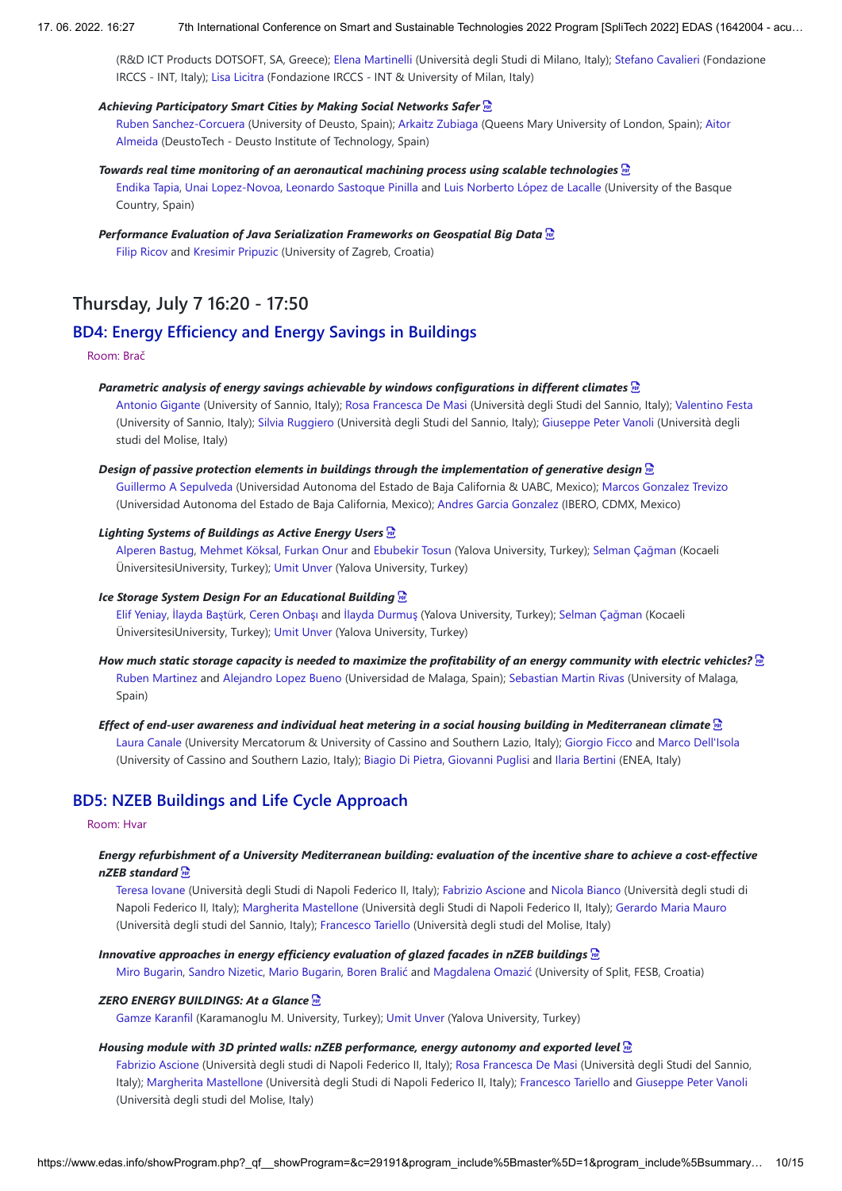(R&D ICT Products DOTSOFT, SA, Greece); Elena Martinelli (Università degli Studi di Milano, Italy); Stefano Cavalieri (Fondazione IRCCS - INT, Italy); Lisa Licitra (Fondazione IRCCS - INT & University of Milan, Italy)

***Achieving Participatory Smart Cities by Making Social Networks Safer***
Ruben Sanchez-Corcuera (University of Deusto, Spain); Arkaitz Zubiaga (Queens Mary University of London, Spain); Aitor Almeida (DeustoTech - Deusto Institute of Technology, Spain)

***Towards real time monitoring of an aeronautical machining process using scalable technologies***
Endika Tapia, Unai Lopez-Novoa, Leonardo Sastoque Pinilla and Luis Norberto López de Lacalle (University of the Basque Country, Spain)

***Performance Evaluation of Java Serialization Frameworks on Geospatial Big Data***
Filip Ricov and Kresimir Pripuzic (University of Zagreb, Croatia)

## Thursday, July 7 16:20 - 17:50

### BD4: Energy Efficiency and Energy Savings in Buildings

Room: Brač

***Parametric analysis of energy savings achievable by windows configurations in different climates***
Antonio Gigante (University of Sannio, Italy); Rosa Francesca De Masi (Università degli Studi del Sannio, Italy); Valentino Festa (University of Sannio, Italy); Silvia Ruggiero (Università degli Studi del Sannio, Italy); Giuseppe Peter Vanoli (Università degli studi del Molise, Italy)

***Design of passive protection elements in buildings through the implementation of generative design***
Guillermo A Sepulveda (Universidad Autonoma del Estado de Baja California & UABC, Mexico); Marcos Gonzalez Trevizo (Universidad Autonoma del Estado de Baja California, Mexico); Andres Garcia Gonzalez (IBERO, CDMX, Mexico)

***Lighting Systems of Buildings as Active Energy Users***
Alperen Bastug, Mehmet Köksal, Furkan Onur and Ebubekir Tosun (Yalova University, Turkey); Selman Çağman (Kocaeli ÜniversitesiUniversity, Turkey); Umit Unver (Yalova University, Turkey)

***Ice Storage System Design For an Educational Building***
Elif Yeniay, İlayda Baştürk, Ceren Onbaşı and İlayda Durmuş (Yalova University, Turkey); Selman Çağman (Kocaeli ÜniversitesiUniversity, Turkey); Umit Unver (Yalova University, Turkey)

***How much static storage capacity is needed to maximize the profitability of an energy community with electric vehicles?***
Ruben Martinez and Alejandro Lopez Bueno (Universidad de Malaga, Spain); Sebastian Martin Rivas (University of Malaga, Spain)

***Effect of end-user awareness and individual heat metering in a social housing building in Mediterranean climate***
Laura Canale (University Mercatorum & University of Cassino and Southern Lazio, Italy); Giorgio Ficco and Marco Dell'Isola (University of Cassino and Southern Lazio, Italy); Biagio Di Pietra, Giovanni Puglisi and Ilaria Bertini (ENEA, Italy)

### BD5: NZEB Buildings and Life Cycle Approach

Room: Hvar

***Energy refurbishment of a University Mediterranean building: evaluation of the incentive share to achieve a cost-effective nZEB standard***
Teresa Iovane (Università degli Studi di Napoli Federico II, Italy); Fabrizio Ascione and Nicola Bianco (Università degli studi di Napoli Federico II, Italy); Margherita Mastellone (Università degli Studi di Napoli Federico II, Italy); Gerardo Maria Mauro (Università degli studi del Sannio, Italy); Francesco Tariello (Università degli studi del Molise, Italy)

***Innovative approaches in energy efficiency evaluation of glazed facades in nZEB buildings***
Miro Bugarin, Sandro Nizetic, Mario Bugarin, Boren Bralić and Magdalena Omazić (University of Split, FESB, Croatia)

***ZERO ENERGY BUILDINGS: At a Glance***
Gamze Karanfil (Karamanoglu M. University, Turkey); Umit Unver (Yalova University, Turkey)

***Housing module with 3D printed walls: nZEB performance, energy autonomy and exported level***
Fabrizio Ascione (Università degli studi di Napoli Federico II, Italy); Rosa Francesca De Masi (Università degli Studi del Sannio, Italy); Margherita Mastellone (Università degli Studi di Napoli Federico II, Italy); Francesco Tariello and Giuseppe Peter Vanoli (Università degli studi del Molise, Italy)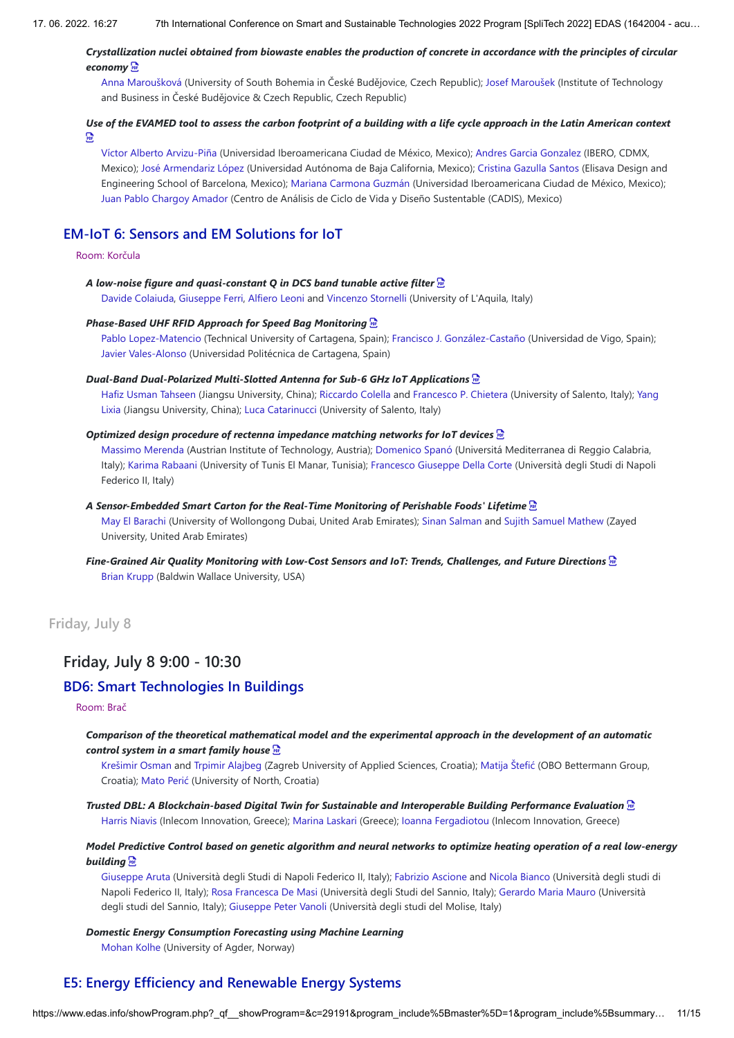***Crystallization nuclei obtained from biowaste enables the production of concrete in accordance with the principles of circular economy***

Anna Maroušková (University of South Bohemia in České Budějovice, Czech Republic); Josef Maroušek (Institute of Technology and Business in České Budějovice & Czech Republic, Czech Republic)

***Use of the EVAMED tool to assess the carbon footprint of a building with a life cycle approach in the Latin American context***

Víctor Alberto Arvizu-Piña (Universidad Iberoamericana Ciudad de México, Mexico); Andres Garcia Gonzalez (IBERO, CDMX, Mexico); José Armendariz López (Universidad Autónoma de Baja California, Mexico); Cristina Gazulla Santos (Elisava Design and Engineering School of Barcelona, Mexico); Mariana Carmona Guzmán (Universidad Iberoamericana Ciudad de México, Mexico); Juan Pablo Chargoy Amador (Centro de Análisis de Ciclo de Vida y Diseño Sustentable (CADIS), Mexico)

## EM-IoT 6: Sensors and EM Solutions for IoT

Room: Korčula

***A low-noise figure and quasi-constant Q in DCS band tunable active filter***

Davide Colaiuda, Giuseppe Ferri, Alfiero Leoni and Vincenzo Stornelli (University of L'Aquila, Italy)

***Phase-Based UHF RFID Approach for Speed Bag Monitoring***

Pablo Lopez-Matencio (Technical University of Cartagena, Spain); Francisco J. González-Castaño (Universidad de Vigo, Spain); Javier Vales-Alonso (Universidad Politécnica de Cartagena, Spain)

***Dual-Band Dual-Polarized Multi-Slotted Antenna for Sub-6 GHz IoT Applications***

Hafiz Usman Tahseen (Jiangsu University, China); Riccardo Colella and Francesco P. Chietera (University of Salento, Italy); Yang Lixia (Jiangsu University, China); Luca Catarinucci (University of Salento, Italy)

***Optimized design procedure of rectenna impedance matching networks for IoT devices***

Massimo Merenda (Austrian Institute of Technology, Austria); Domenico Spanó (Universitá Mediterranea di Reggio Calabria, Italy); Karima Rabaani (University of Tunis El Manar, Tunisia); Francesco Giuseppe Della Corte (Università degli Studi di Napoli Federico II, Italy)

***A Sensor-Embedded Smart Carton for the Real-Time Monitoring of Perishable Foods' Lifetime***

May El Barachi (University of Wollongong Dubai, United Arab Emirates); Sinan Salman and Sujith Samuel Mathew (Zayed University, United Arab Emirates)

***Fine-Grained Air Quality Monitoring with Low-Cost Sensors and IoT: Trends, Challenges, and Future Directions***

Brian Krupp (Baldwin Wallace University, USA)

# Friday, July 8

## Friday, July 8 9:00 - 10:30

## BD6: Smart Technologies In Buildings

Room: Brač

***Comparison of the theoretical mathematical model and the experimental approach in the development of an automatic control system in a smart family house***

Krešimir Osman and Trpimir Alajbeg (Zagreb University of Applied Sciences, Croatia); Matija Štefić (OBO Bettermann Group, Croatia); Mato Perić (University of North, Croatia)

***Trusted DBL: A Blockchain-based Digital Twin for Sustainable and Interoperable Building Performance Evaluation***

Harris Niavis (Inlecom Innovation, Greece); Marina Laskari (Greece); Ioanna Fergadiotou (Inlecom Innovation, Greece)

***Model Predictive Control based on genetic algorithm and neural networks to optimize heating operation of a real low-energy building***

Giuseppe Aruta (Università degli Studi di Napoli Federico II, Italy); Fabrizio Ascione and Nicola Bianco (Università degli studi di Napoli Federico II, Italy); Rosa Francesca De Masi (Università degli Studi del Sannio, Italy); Gerardo Maria Mauro (Università degli studi del Sannio, Italy); Giuseppe Peter Vanoli (Università degli studi del Molise, Italy)

***Domestic Energy Consumption Forecasting using Machine Learning***

Mohan Kolhe (University of Agder, Norway)

## E5: Energy Efficiency and Renewable Energy Systems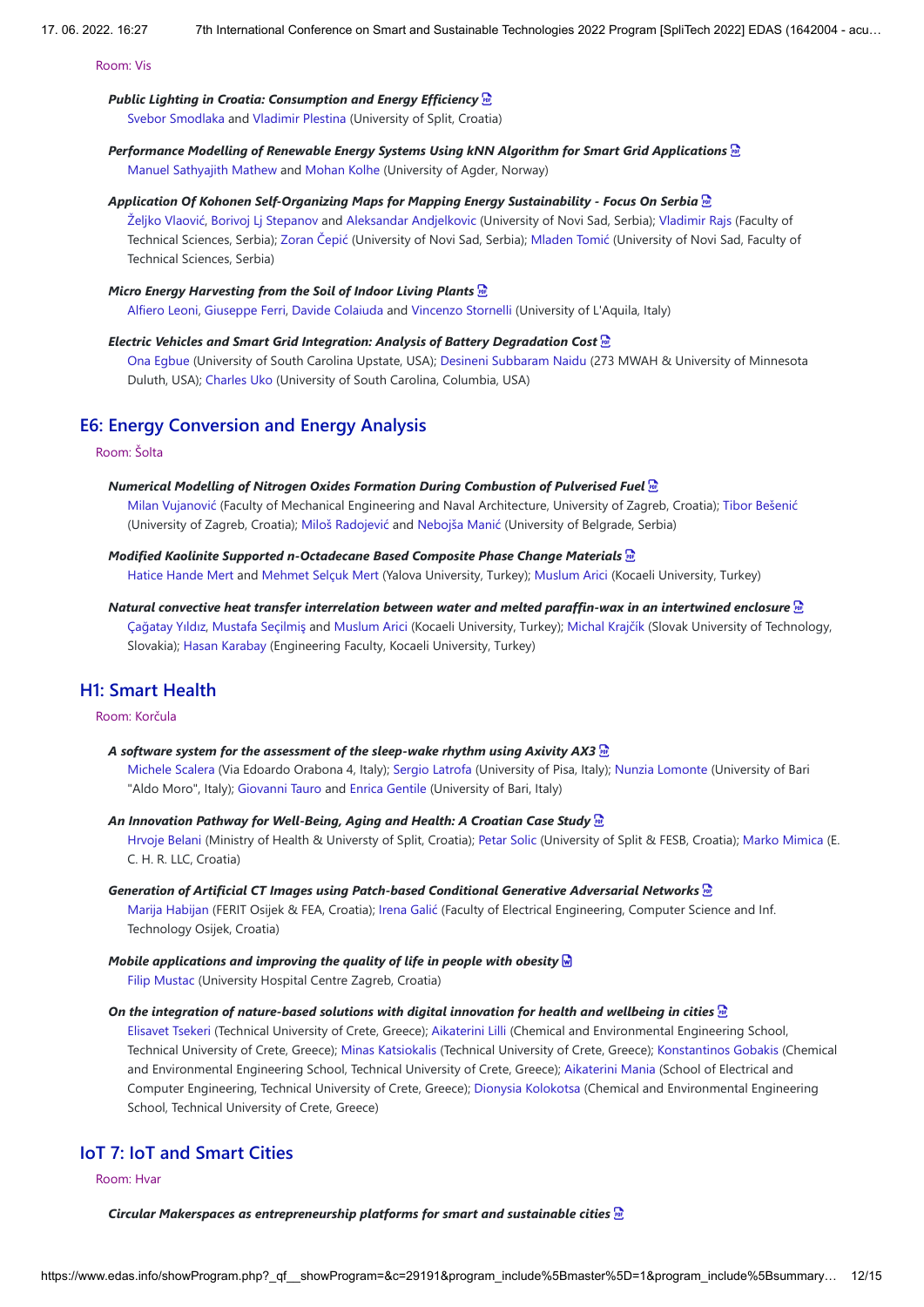Room: Vis

***Public Lighting in Croatia: Consumption and Energy Efficiency***
Svebor Smodlaka and Vladimir Plestina (University of Split, Croatia)

***Performance Modelling of Renewable Energy Systems Using kNN Algorithm for Smart Grid Applications***
Manuel Sathyajith Mathew and Mohan Kolhe (University of Agder, Norway)

***Application Of Kohonen Self-Organizing Maps for Mapping Energy Sustainability - Focus On Serbia***
Željko Vlaović, Borivoj Lj Stepanov and Aleksandar Andjelkovic (University of Novi Sad, Serbia); Vladimir Rajs (Faculty of Technical Sciences, Serbia); Zoran Čepić (University of Novi Sad, Serbia); Mladen Tomić (University of Novi Sad, Faculty of Technical Sciences, Serbia)

***Micro Energy Harvesting from the Soil of Indoor Living Plants***
Alfiero Leoni, Giuseppe Ferri, Davide Colaiuda and Vincenzo Stornelli (University of L'Aquila, Italy)

***Electric Vehicles and Smart Grid Integration: Analysis of Battery Degradation Cost***
Ona Egbue (University of South Carolina Upstate, USA); Desineni Subbaram Naidu (273 MWAH & University of Minnesota Duluth, USA); Charles Uko (University of South Carolina, Columbia, USA)

## E6: Energy Conversion and Energy Analysis

Room: Šolta

***Numerical Modelling of Nitrogen Oxides Formation During Combustion of Pulverised Fuel***
Milan Vujanović (Faculty of Mechanical Engineering and Naval Architecture, University of Zagreb, Croatia); Tibor Bešenić (University of Zagreb, Croatia); Miloš Radojević and Nebojša Manić (University of Belgrade, Serbia)

***Modified Kaolinite Supported n-Octadecane Based Composite Phase Change Materials***
Hatice Hande Mert and Mehmet Selçuk Mert (Yalova University, Turkey); Muslum Arici (Kocaeli University, Turkey)

***Natural convective heat transfer interrelation between water and melted paraffin-wax in an intertwined enclosure***
Çağatay Yıldız, Mustafa Seçilmiş and Muslum Arici (Kocaeli University, Turkey); Michal Krajčík (Slovak University of Technology, Slovakia); Hasan Karabay (Engineering Faculty, Kocaeli University, Turkey)

## H1: Smart Health

Room: Korčula

***A software system for the assessment of the sleep-wake rhythm using Axivity AX3***
Michele Scalera (Via Edoardo Orabona 4, Italy); Sergio Latrofa (University of Pisa, Italy); Nunzia Lomonte (University of Bari "Aldo Moro", Italy); Giovanni Tauro and Enrica Gentile (University of Bari, Italy)

***An Innovation Pathway for Well-Being, Aging and Health: A Croatian Case Study***
Hrvoje Belani (Ministry of Health & Universty of Split, Croatia); Petar Solic (University of Split & FESB, Croatia); Marko Mimica (E. C. H. R. LLC, Croatia)

***Generation of Artificial CT Images using Patch-based Conditional Generative Adversarial Networks***
Marija Habijan (FERIT Osijek & FEA, Croatia); Irena Galić (Faculty of Electrical Engineering, Computer Science and Inf. Technology Osijek, Croatia)

***Mobile applications and improving the quality of life in people with obesity***
Filip Mustac (University Hospital Centre Zagreb, Croatia)

***On the integration of nature-based solutions with digital innovation for health and wellbeing in cities***
Elisavet Tsekeri (Technical University of Crete, Greece); Aikaterini Lilli (Chemical and Environmental Engineering School, Technical University of Crete, Greece); Minas Katsiokalis (Technical University of Crete, Greece); Konstantinos Gobakis (Chemical and Environmental Engineering School, Technical University of Crete, Greece); Aikaterini Mania (School of Electrical and Computer Engineering, Technical University of Crete, Greece); Dionysia Kolokotsa (Chemical and Environmental Engineering School, Technical University of Crete, Greece)

## IoT 7: IoT and Smart Cities

Room: Hvar

***Circular Makerspaces as entrepreneurship platforms for smart and sustainable cities***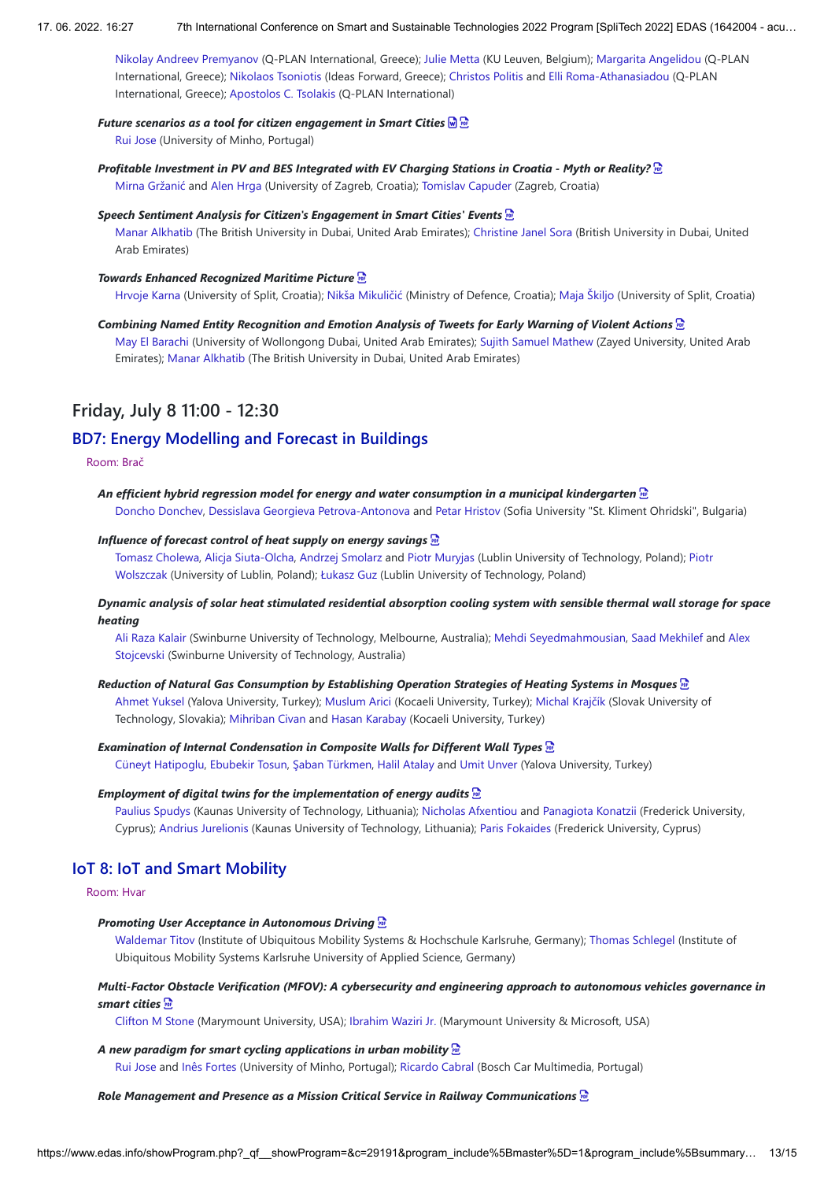Nikolay Andreev Premyanov (Q-PLAN International, Greece); Julie Metta (KU Leuven, Belgium); Margarita Angelidou (Q-PLAN International, Greece); Nikolaos Tsoniotis (Ideas Forward, Greece); Christos Politis and Elli Roma-Athanasiadou (Q-PLAN International, Greece); Apostolos C. Tsolakis (Q-PLAN International)

***Future scenarios as a tool for citizen engagement in Smart Cities***
Rui Jose (University of Minho, Portugal)

***Profitable Investment in PV and BES Integrated with EV Charging Stations in Croatia - Myth or Reality?***
Mirna Gržanić and Alen Hrga (University of Zagreb, Croatia); Tomislav Capuder (Zagreb, Croatia)

***Speech Sentiment Analysis for Citizen's Engagement in Smart Cities' Events***
Manar Alkhatib (The British University in Dubai, United Arab Emirates); Christine Janel Sora (British University in Dubai, United Arab Emirates)

***Towards Enhanced Recognized Maritime Picture***
Hrvoje Karna (University of Split, Croatia); Nikša Mikuličić (Ministry of Defence, Croatia); Maja Škiljo (University of Split, Croatia)

***Combining Named Entity Recognition and Emotion Analysis of Tweets for Early Warning of Violent Actions***
May El Barachi (University of Wollongong Dubai, United Arab Emirates); Sujith Samuel Mathew (Zayed University, United Arab Emirates); Manar Alkhatib (The British University in Dubai, United Arab Emirates)

## Friday, July 8 11:00 - 12:30

### BD7: Energy Modelling and Forecast in Buildings

Room: Brač

***An efficient hybrid regression model for energy and water consumption in a municipal kindergarten***
Doncho Donchev, Dessislava Georgieva Petrova-Antonova and Petar Hristov (Sofia University "St. Kliment Ohridski", Bulgaria)

***Influence of forecast control of heat supply on energy savings***
Tomasz Cholewa, Alicja Siuta-Olcha, Andrzej Smolarz and Piotr Muryjas (Lublin University of Technology, Poland); Piotr Wolszczak (University of Lublin, Poland); Łukasz Guz (Lublin University of Technology, Poland)

***Dynamic analysis of solar heat stimulated residential absorption cooling system with sensible thermal wall storage for space heating***
Ali Raza Kalair (Swinburne University of Technology, Melbourne, Australia); Mehdi Seyedmahmousian, Saad Mekhilef and Alex Stojcevski (Swinburne University of Technology, Australia)

***Reduction of Natural Gas Consumption by Establishing Operation Strategies of Heating Systems in Mosques***
Ahmet Yuksel (Yalova University, Turkey); Muslum Arici (Kocaeli University, Turkey); Michal Krajčík (Slovak University of Technology, Slovakia); Mihriban Civan and Hasan Karabay (Kocaeli University, Turkey)

***Examination of Internal Condensation in Composite Walls for Different Wall Types***
Cüneyt Hatipoglu, Ebubekir Tosun, Şaban Türkmen, Halil Atalay and Umit Unver (Yalova University, Turkey)

***Employment of digital twins for the implementation of energy audits***
Paulius Spudys (Kaunas University of Technology, Lithuania); Nicholas Afxentiou and Panagiota Konatzii (Frederick University, Cyprus); Andrius Jurelionis (Kaunas University of Technology, Lithuania); Paris Fokaides (Frederick University, Cyprus)

### IoT 8: IoT and Smart Mobility

Room: Hvar

***Promoting User Acceptance in Autonomous Driving***
Waldemar Titov (Institute of Ubiquitous Mobility Systems & Hochschule Karlsruhe, Germany); Thomas Schlegel (Institute of Ubiquitous Mobility Systems Karlsruhe University of Applied Science, Germany)

***Multi-Factor Obstacle Verification (MFOV): A cybersecurity and engineering approach to autonomous vehicles governance in smart cities***
Clifton M Stone (Marymount University, USA); Ibrahim Waziri Jr. (Marymount University & Microsoft, USA)

***A new paradigm for smart cycling applications in urban mobility***
Rui Jose and Inês Fortes (University of Minho, Portugal); Ricardo Cabral (Bosch Car Multimedia, Portugal)

***Role Management and Presence as a Mission Critical Service in Railway Communications***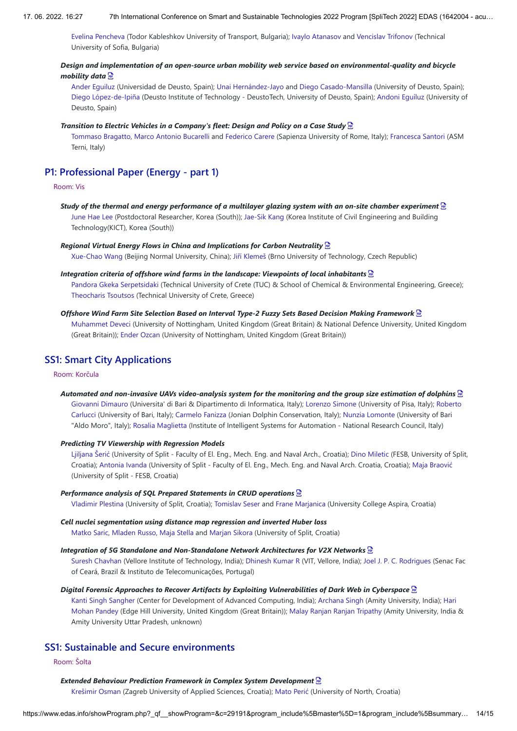Evelina Pencheva (Todor Kableshkov University of Transport, Bulgaria); Ivaylo Atanasov and Vencislav Trifonov (Technical University of Sofia, Bulgaria)

***Design and implementation of an open-source urban mobility web service based on environmental-quality and bicycle mobility data***
Ander Eguiluz (Universidad de Deusto, Spain); Unai Hernández-Jayo and Diego Casado-Mansilla (University of Deusto, Spain); Diego López-de-Ipiña (Deusto Institute of Technology - DeustoTech, University of Deusto, Spain); Andoni Eguíluz (University of Deusto, Spain)

***Transition to Electric Vehicles in a Company's fleet: Design and Policy on a Case Study***
Tommaso Bragatto, Marco Antonio Bucarelli and Federico Carere (Sapienza University of Rome, Italy); Francesca Santori (ASM Terni, Italy)

## P1: Professional Paper (Energy - part 1)

Room: Vis

***Study of the thermal and energy performance of a multilayer glazing system with an on-site chamber experiment***
June Hae Lee (Postdoctoral Researcher, Korea (South)); Jae-Sik Kang (Korea Institute of Civil Engineering and Building Technology(KICT), Korea (South))

***Regional Virtual Energy Flows in China and Implications for Carbon Neutrality***
Xue-Chao Wang (Beijing Normal University, China); Jiří Klemeš (Brno University of Technology, Czech Republic)

***Integration criteria of offshore wind farms in the landscape: Viewpoints of local inhabitants***
Pandora Gkeka Serpetsidaki (Technical University of Crete (TUC) & School of Chemical & Environmental Engineering, Greece); Theocharis Tsoutsos (Technical University of Crete, Greece)

***Offshore Wind Farm Site Selection Based on Interval Type-2 Fuzzy Sets Based Decision Making Framework***
Muhammet Deveci (University of Nottingham, United Kingdom (Great Britain) & National Defence University, United Kingdom (Great Britain)); Ender Ozcan (University of Nottingham, United Kingdom (Great Britain))

## SS1: Smart City Applications

Room: Korčula

***Automated and non-invasive UAVs video-analysis system for the monitoring and the group size estimation of dolphins***
Giovanni Dimauro (Universita' di Bari & Dipartimento di Informatica, Italy); Lorenzo Simone (University of Pisa, Italy); Roberto Carlucci (University of Bari, Italy); Carmelo Fanizza (Jonian Dolphin Conservation, Italy); Nunzia Lomonte (University of Bari "Aldo Moro", Italy); Rosalia Maglietta (Institute of Intelligent Systems for Automation - National Research Council, Italy)

***Predicting TV Viewership with Regression Models***
Ljiljana Šerić (University of Split - Faculty of El. Eng., Mech. Eng. and Naval Arch., Croatia); Dino Miletic (FESB, University of Split, Croatia); Antonia Ivanda (University of Split - Faculty of El. Eng., Mech. Eng. and Naval Arch. Croatia, Croatia); Maja Braović (University of Split - FESB, Croatia)

***Performance analysis of SQL Prepared Statements in CRUD operations***
Vladimir Plestina (University of Split, Croatia); Tomislav Seser and Frane Marjanica (University College Aspira, Croatia)

***Cell nuclei segmentation using distance map regression and inverted Huber loss***
Matko Saric, Mladen Russo, Maja Stella and Marjan Sikora (University of Split, Croatia)

***Integration of 5G Standalone and Non-Standalone Network Architectures for V2X Networks***
Suresh Chavhan (Vellore Institute of Technology, India); Dhinesh Kumar R (VIT, Vellore, India); Joel J. P. C. Rodrigues (Senac Fac of Ceará, Brazil & Instituto de Telecomunicações, Portugal)

***Digital Forensic Approaches to Recover Artifacts by Exploiting Vulnerabilities of Dark Web in Cyberspace***
Kanti Singh Sangher (Center for Development of Advanced Computing, India); Archana Singh (Amity University, India); Hari Mohan Pandey (Edge Hill University, United Kingdom (Great Britain)); Malay Ranjan Ranjan Tripathy (Amity University, India & Amity University Uttar Pradesh, unknown)

## SS1: Sustainable and Secure environments

Room: Šolta

***Extended Behaviour Prediction Framework in Complex System Development***
Krešimir Osman (Zagreb University of Applied Sciences, Croatia); Mato Perić (University of North, Croatia)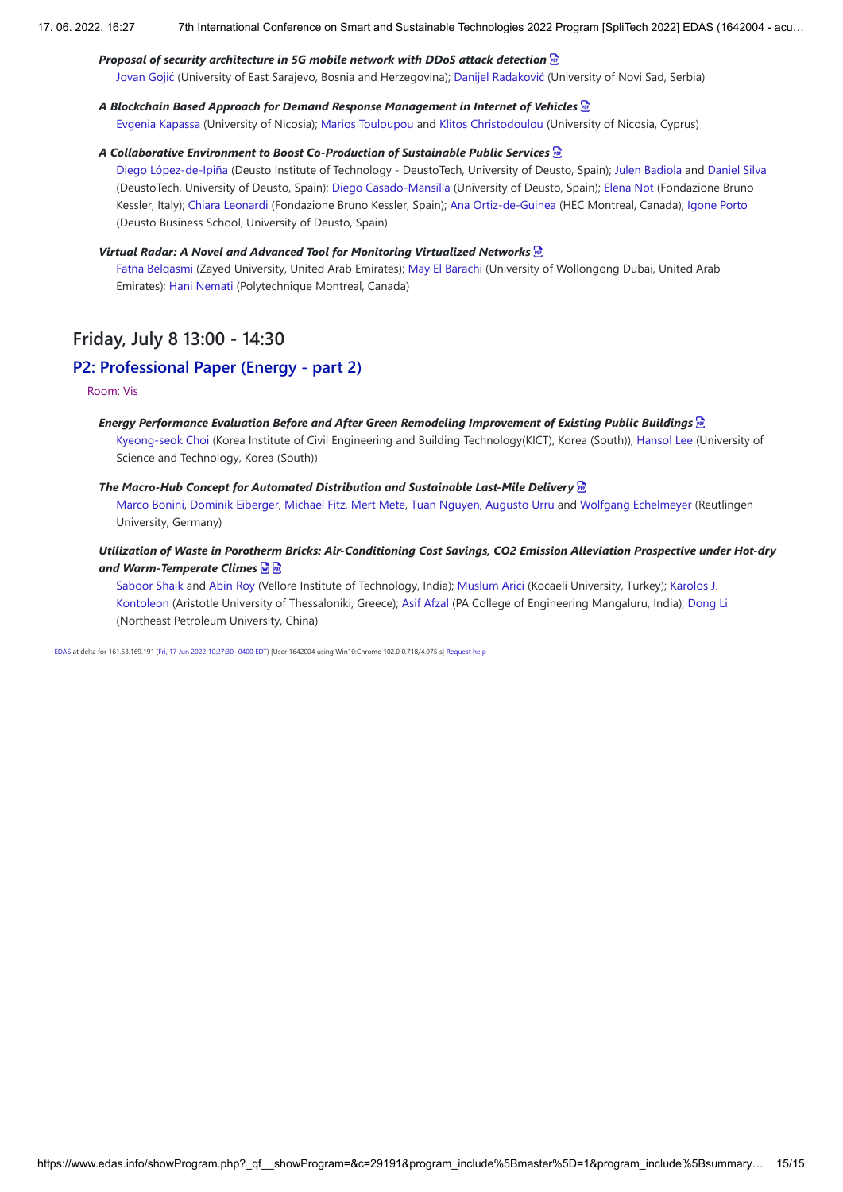***Proposal of security architecture in 5G mobile network with DDoS attack detection***
Jovan Gojić (University of East Sarajevo, Bosnia and Herzegovina); Danijel Radaković (University of Novi Sad, Serbia)

***A Blockchain Based Approach for Demand Response Management in Internet of Vehicles***
Evgenia Kapassa (University of Nicosia); Marios Touloupou and Klitos Christodoulou (University of Nicosia, Cyprus)

***A Collaborative Environment to Boost Co-Production of Sustainable Public Services***
Diego López-de-Ipiña (Deusto Institute of Technology - DeustoTech, University of Deusto, Spain); Julen Badiola and Daniel Silva (DeustoTech, University of Deusto, Spain); Diego Casado-Mansilla (University of Deusto, Spain); Elena Not (Fondazione Bruno Kessler, Italy); Chiara Leonardi (Fondazione Bruno Kessler, Spain); Ana Ortiz-de-Guinea (HEC Montreal, Canada); Igone Porto (Deusto Business School, University of Deusto, Spain)

***Virtual Radar: A Novel and Advanced Tool for Monitoring Virtualized Networks***
Fatna Belqasmi (Zayed University, United Arab Emirates); May El Barachi (University of Wollongong Dubai, United Arab Emirates); Hani Nemati (Polytechnique Montreal, Canada)

## Friday, July 8 13:00 - 14:30

## P2: Professional Paper (Energy - part 2)

Room: Vis

***Energy Performance Evaluation Before and After Green Remodeling Improvement of Existing Public Buildings***
Kyeong-seok Choi (Korea Institute of Civil Engineering and Building Technology(KICT), Korea (South)); Hansol Lee (University of Science and Technology, Korea (South))

***The Macro-Hub Concept for Automated Distribution and Sustainable Last-Mile Delivery***
Marco Bonini, Dominik Eiberger, Michael Fitz, Mert Mete, Tuan Nguyen, Augusto Urru and Wolfgang Echelmeyer (Reutlingen University, Germany)

***Utilization of Waste in Porotherm Bricks: Air-Conditioning Cost Savings, CO2 Emission Alleviation Prospective under Hot-dry and Warm-Temperate Climes***
Saboor Shaik and Abin Roy (Vellore Institute of Technology, India); Muslum Arici (Kocaeli University, Turkey); Karolos J. Kontoleon (Aristotle University of Thessaloniki, Greece); Asif Afzal (PA College of Engineering Mangaluru, India); Dong Li (Northeast Petroleum University, China)

EDAS at delta for 161.53.169.191 (Fri, 17 Jun 2022 10:27:30 -0400 EDT) [User 1642004 using Win10:Chrome 102.0 0.718/4.075 s] Request help